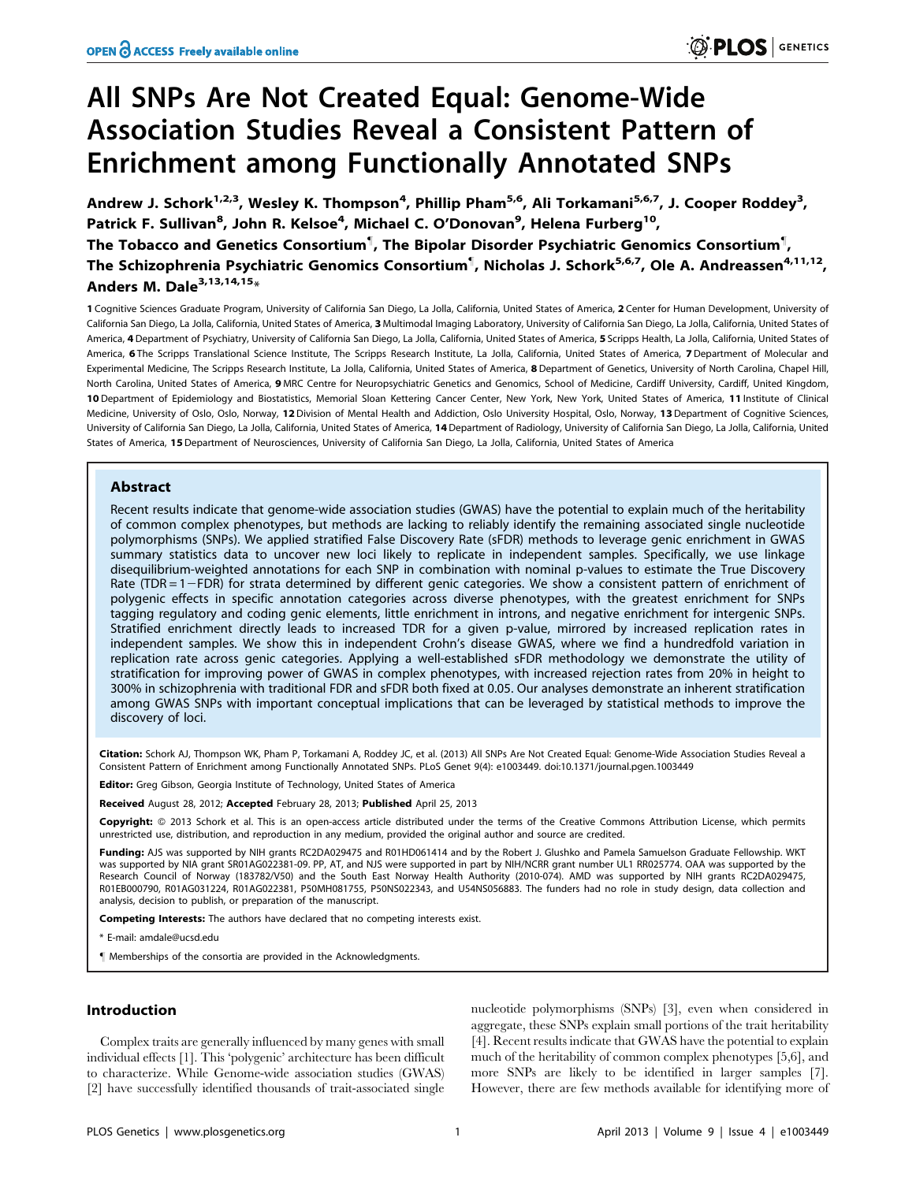# All SNPs Are Not Created Equal: Genome-Wide Association Studies Reveal a Consistent Pattern of Enrichment among Functionally Annotated SNPs

**Andrew J. Schork[1,2,3], Wesley K. Thompson[4], Phillip Pham[5,6], Ali Torkamani[5,6,7], J. Cooper Roddey[3], Patrick F. Sullivan[8], John R. Kelsoe[4], Michael C. O'Donovan[9], Helena Furberg[10], The Tobacco and Genetics Consortium¶, The Bipolar Disorder Psychiatric Genomics Consortium¶, The Schizophrenia Psychiatric Genomics Consortium¶, Nicholas J. Schork[5,6,7], Ole A. Andreassen[4,11,12], Anders M. Dale[3,13,14,15]***

1 Cognitive Sciences Graduate Program, University of California San Diego, La Jolla, California, United States of America, 2 Center for Human Development, University of California San Diego, La Jolla, California, United States of America, 3 Multimodal Imaging Laboratory, University of California San Diego, La Jolla, California, United States of America, 4 Department of Psychiatry, University of California San Diego, La Jolla, California, United States of America, 5 Scripps Health, La Jolla, California, United States of America, 6 The Scripps Translational Science Institute, The Scripps Research Institute, La Jolla, California, United States of America, 7 Department of Molecular and Experimental Medicine, The Scripps Research Institute, La Jolla, California, United States of America, 8 Department of Genetics, University of North Carolina, Chapel Hill, North Carolina, United States of America, 9 MRC Centre for Neuropsychiatric Genetics and Genomics, School of Medicine, Cardiff University, Cardiff, United Kingdom, 10 Department of Epidemiology and Biostatistics, Memorial Sloan Kettering Cancer Center, New York, New York, United States of America, 11 Institute of Clinical Medicine, University of Oslo, Oslo, Norway, 12 Division of Mental Health and Addiction, Oslo University Hospital, Oslo, Norway, 13 Department of Cognitive Sciences, University of California San Diego, La Jolla, California, United States of America, 14 Department of Radiology, University of California San Diego, La Jolla, California, United States of America, 15 Department of Neurosciences, University of California San Diego, La Jolla, California, United States of America

## Abstract

Recent results indicate that genome-wide association studies (GWAS) have the potential to explain much of the heritability of common complex phenotypes, but methods are lacking to reliably identify the remaining associated single nucleotide polymorphisms (SNPs). We applied stratified False Discovery Rate (sFDR) methods to leverage genic enrichment in GWAS summary statistics data to uncover new loci likely to replicate in independent samples. Specifically, we use linkage disequilibrium-weighted annotations for each SNP in combination with nominal p-values to estimate the True Discovery Rate (TDR = 1−FDR) for strata determined by different genic categories. We show a consistent pattern of enrichment of polygenic effects in specific annotation categories across diverse phenotypes, with the greatest enrichment for SNPs tagging regulatory and coding genic elements, little enrichment in introns, and negative enrichment for intergenic SNPs. Stratified enrichment directly leads to increased TDR for a given p-value, mirrored by increased replication rates in independent samples. We show this in independent Crohn's disease GWAS, where we find a hundredfold variation in replication rate across genic categories. Applying a well-established sFDR methodology we demonstrate the utility of stratification for improving power of GWAS in complex phenotypes, with increased rejection rates from 20% in height to 300% in schizophrenia with traditional FDR and sFDR both fixed at 0.05. Our analyses demonstrate an inherent stratification among GWAS SNPs with important conceptual implications that can be leveraged by statistical methods to improve the discovery of loci.

**Citation:** Schork AJ, Thompson WK, Pham P, Torkamani A, Roddey JC, et al. (2013) All SNPs Are Not Created Equal: Genome-Wide Association Studies Reveal a Consistent Pattern of Enrichment among Functionally Annotated SNPs. PLoS Genet 9(4): e1003449. doi:10.1371/journal.pgen.1003449

**Editor:** Greg Gibson, Georgia Institute of Technology, United States of America

**Received** August 28, 2012; **Accepted** February 28, 2013; **Published** April 25, 2013

**Copyright:** © 2013 Schork et al. This is an open-access article distributed under the terms of the Creative Commons Attribution License, which permits unrestricted use, distribution, and reproduction in any medium, provided the original author and source are credited.

**Funding:** AJS was supported by NIH grants RC2DA029475 and R01HD061414 and by the Robert J. Glushko and Pamela Samuelson Graduate Fellowship. WKT was supported by NIA grant 5R01AG022381-09. PP, AT, and NJS were supported in part by NIH/NCRR grant number UL1 RR025774. OAA was supported by the Research Council of Norway (183782/V50) and the South East Norway Health Authority (2010-074). AMD was supported by NIH grants RC2DA029475, R01EB000790, R01AG031224, R01AG022381, P50MH081755, P50NS022343, and U54NS056883. The funders had no role in study design, data collection and analysis, decision to publish, or preparation of the manuscript.

**Competing Interests:** The authors have declared that no competing interests exist.

* E-mail: amdale@ucsd.edu

¶ Memberships of the consortia are provided in the Acknowledgments.

## Introduction

Complex traits are generally influenced by many genes with small individual effects [1]. This 'polygenic' architecture has been difficult to characterize. While Genome-wide association studies (GWAS) [2] have successfully identified thousands of trait-associated single nucleotide polymorphisms (SNPs) [3], even when considered in aggregate, these SNPs explain small portions of the trait heritability [4]. Recent results indicate that GWAS have the potential to explain much of the heritability of common complex phenotypes [5,6], and more SNPs are likely to be identified in larger samples [7]. However, there are few methods available for identifying more of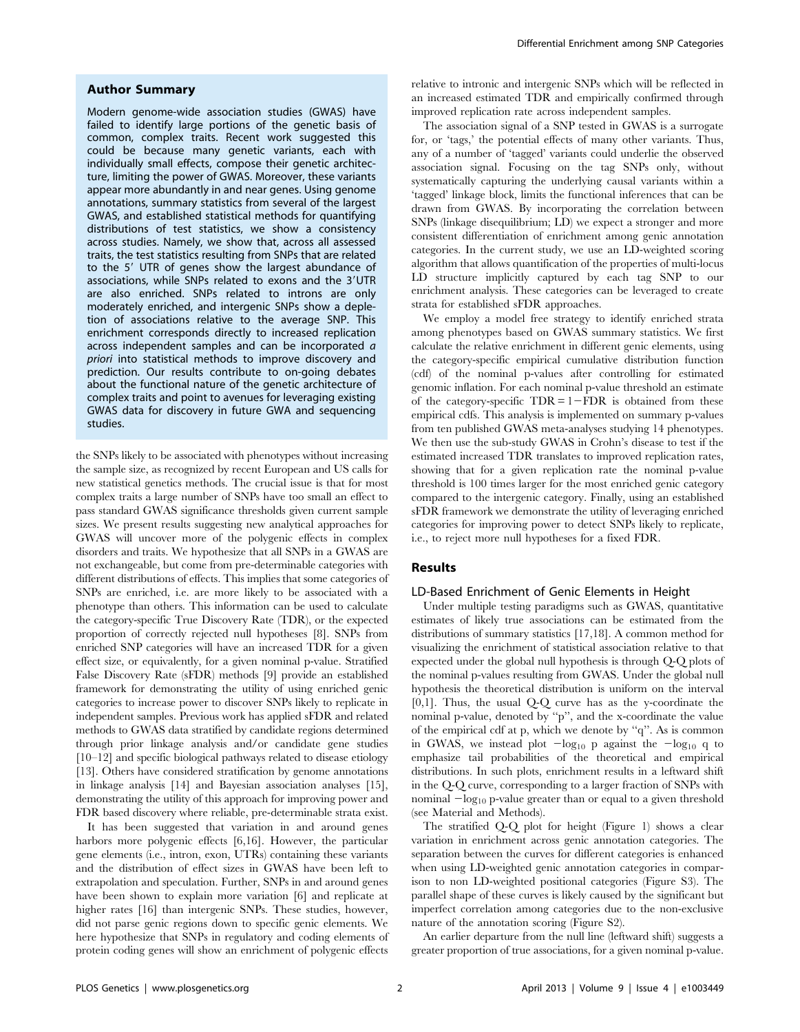## Author Summary

Modern genome-wide association studies (GWAS) have failed to identify large portions of the genetic basis of common, complex traits. Recent work suggested this could be because many genetic variants, each with individually small effects, compose their genetic architecture, limiting the power of GWAS. Moreover, these variants appear more abundantly in and near genes. Using genome annotations, summary statistics from several of the largest GWAS, and established statistical methods for quantifying distributions of test statistics, we show a consistency across studies. Namely, we show that, across all assessed traits, the test statistics resulting from SNPs that are related to the 5′ UTR of genes show the largest abundance of associations, while SNPs related to exons and the 3′UTR are also enriched. SNPs related to introns are only moderately enriched, and intergenic SNPs show a depletion of associations relative to the average SNP. This enrichment corresponds directly to increased replication across independent samples and can be incorporated *a priori* into statistical methods to improve discovery and prediction. Our results contribute to on-going debates about the functional nature of the genetic architecture of complex traits and point to avenues for leveraging existing GWAS data for discovery in future GWA and sequencing studies.

the SNPs likely to be associated with phenotypes without increasing the sample size, as recognized by recent European and US calls for new statistical genetics methods. The crucial issue is that for most complex traits a large number of SNPs have too small an effect to pass standard GWAS significance thresholds given current sample sizes. We present results suggesting new analytical approaches for GWAS will uncover more of the polygenic effects in complex disorders and traits. We hypothesize that all SNPs in a GWAS are not exchangeable, but come from pre-determinable categories with different distributions of effects. This implies that some categories of SNPs are enriched, i.e. are more likely to be associated with a phenotype than others. This information can be used to calculate the category-specific True Discovery Rate (TDR), or the expected proportion of correctly rejected null hypotheses [8]. SNPs from enriched SNP categories will have an increased TDR for a given effect size, or equivalently, for a given nominal p-value. Stratified False Discovery Rate (sFDR) methods [9] provide an established framework for demonstrating the utility of using enriched genic categories to increase power to discover SNPs likely to replicate in independent samples. Previous work has applied sFDR and related methods to GWAS data stratified by candidate regions determined through prior linkage analysis and/or candidate gene studies [10–12] and specific biological pathways related to disease etiology [13]. Others have considered stratification by genome annotations in linkage analysis [14] and Bayesian association analyses [15], demonstrating the utility of this approach for improving power and FDR based discovery where reliable, pre-determinable strata exist.

It has been suggested that variation in and around genes harbors more polygenic effects [6,16]. However, the particular gene elements (i.e., intron, exon, UTRs) containing these variants and the distribution of effect sizes in GWAS have been left to extrapolation and speculation. Further, SNPs in and around genes have been shown to explain more variation [6] and replicate at higher rates [16] than intergenic SNPs. These studies, however, did not parse genic regions down to specific genic elements. We here hypothesize that SNPs in regulatory and coding elements of protein coding genes will show an enrichment of polygenic effects relative to intronic and intergenic SNPs which will be reflected in an increased estimated TDR and empirically confirmed through improved replication rate across independent samples.

The association signal of a SNP tested in GWAS is a surrogate for, or 'tags,' the potential effects of many other variants. Thus, any of a number of 'tagged' variants could underlie the observed association signal. Focusing on the tag SNPs only, without systematically capturing the underlying causal variants within a 'tagged' linkage block, limits the functional inferences that can be drawn from GWAS. By incorporating the correlation between SNPs (linkage disequilibrium; LD) we expect a stronger and more consistent differentiation of enrichment among genic annotation categories. In the current study, we use an LD-weighted scoring algorithm that allows quantification of the properties of multi-locus LD structure implicitly captured by each tag SNP to our enrichment analysis. These categories can be leveraged to create strata for established sFDR approaches.

We employ a model free strategy to identify enriched strata among phenotypes based on GWAS summary statistics. We first calculate the relative enrichment in different genic elements, using the category-specific empirical cumulative distribution function (cdf) of the nominal p-values after controlling for estimated genomic inflation. For each nominal p-value threshold an estimate of the category-specific $\mathrm{TDR} = 1 - \mathrm{FDR}$ is obtained from these empirical cdfs. This analysis is implemented on summary p-values from ten published GWAS meta-analyses studying 14 phenotypes. We then use the sub-study GWAS in Crohn's disease to test if the estimated increased TDR translates to improved replication rates, showing that for a given replication rate the nominal p-value threshold is 100 times larger for the most enriched genic category compared to the intergenic category. Finally, using an established sFDR framework we demonstrate the utility of leveraging enriched categories for improving power to detect SNPs likely to replicate, i.e., to reject more null hypotheses for a fixed FDR.

## Results

### LD-Based Enrichment of Genic Elements in Height

Under multiple testing paradigms such as GWAS, quantitative estimates of likely true associations can be estimated from the distributions of summary statistics [17,18]. A common method for visualizing the enrichment of statistical association relative to that expected under the global null hypothesis is through Q-Q plots of the nominal p-values resulting from GWAS. Under the global null hypothesis the theoretical distribution is uniform on the interval [0,1]. Thus, the usual Q-Q curve has as the y-coordinate the nominal p-value, denoted by "p", and the x-coordinate the value of the empirical cdf at p, which we denote by "q". As is common in GWAS, we instead plot $-\log_{10}$ p against the $-\log_{10}$ q to emphasize tail probabilities of the theoretical and empirical distributions. In such plots, enrichment results in a leftward shift in the Q-Q curve, corresponding to a larger fraction of SNPs with nominal $-\log_{10}$ p-value greater than or equal to a given threshold (see Material and Methods).

The stratified Q-Q plot for height (Figure 1) shows a clear variation in enrichment across genic annotation categories. The separation between the curves for different categories is enhanced when using LD-weighted genic annotation categories in comparison to non LD-weighted positional categories (Figure S3). The parallel shape of these curves is likely caused by the significant but imperfect correlation among categories due to the non-exclusive nature of the annotation scoring (Figure S2).

An earlier departure from the null line (leftward shift) suggests a greater proportion of true associations, for a given nominal p-value.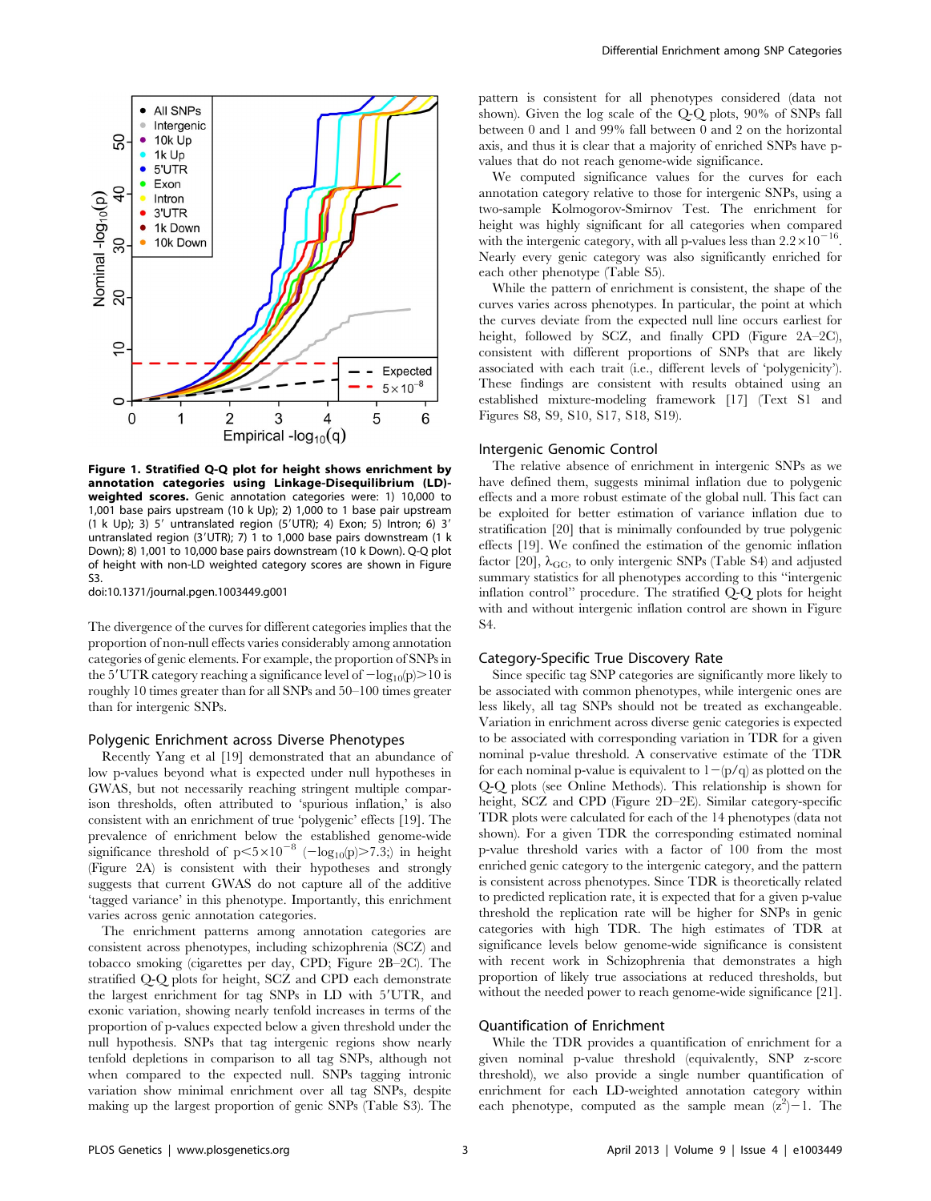**Figure 1. Stratified Q-Q plot for height shows enrichment by annotation categories using Linkage-Disequilibrium (LD)-weighted scores.** Genic annotation categories were: 1) 10,000 to 1,001 base pairs upstream (10 k Up); 2) 1,000 to 1 base pair upstream (1 k Up); 3) 5′ untranslated region (5′UTR); 4) Exon; 5) Intron; 6) 3′ untranslated region (3′UTR); 7) 1 to 1,000 base pairs downstream (1 k Down); 8) 1,001 to 10,000 base pairs downstream (10 k Down). Q-Q plot of height with non-LD weighted category scores are shown in Figure S3.
doi:10.1371/journal.pgen.1003449.g001

The divergence of the curves for different categories implies that the proportion of non-null effects varies considerably among annotation categories of genic elements. For example, the proportion of SNPs in the 5′UTR category reaching a significance level of $-\log_{10}(p)>10$ is roughly 10 times greater than for all SNPs and 50–100 times greater than for intergenic SNPs.

## Polygenic Enrichment across Diverse Phenotypes

Recently Yang et al [19] demonstrated that an abundance of low p-values beyond what is expected under null hypotheses in GWAS, but not necessarily reaching stringent multiple comparison thresholds, often attributed to 'spurious inflation,' is also consistent with an enrichment of true 'polygenic' effects [19]. The prevalence of enrichment below the established genome-wide significance threshold of $p<5\times10^{-8}$ ($-\log_{10}(p)>7.3$;) in height (Figure 2A) is consistent with their hypotheses and strongly suggests that current GWAS do not capture all of the additive 'tagged variance' in this phenotype. Importantly, this enrichment varies across genic annotation categories.

The enrichment patterns among annotation categories are consistent across phenotypes, including schizophrenia (SCZ) and tobacco smoking (cigarettes per day, CPD; Figure 2B–2C). The stratified Q-Q plots for height, SCZ and CPD each demonstrate the largest enrichment for tag SNPs in LD with 5′UTR, and exonic variation, showing nearly tenfold increases in terms of the proportion of p-values expected below a given threshold under the null hypothesis. SNPs that tag intergenic regions show nearly tenfold depletions in comparison to all tag SNPs, although not when compared to the expected null. SNPs tagging intronic variation show minimal enrichment over all tag SNPs, despite making up the largest proportion of genic SNPs (Table S3). The pattern is consistent for all phenotypes considered (data not shown). Given the log scale of the Q-Q plots, 90% of SNPs fall between 0 and 1 and 99% fall between 0 and 2 on the horizontal axis, and thus it is clear that a majority of enriched SNPs have p-values that do not reach genome-wide significance.

We computed significance values for the curves for each annotation category relative to those for intergenic SNPs, using a two-sample Kolmogorov-Smirnov Test. The enrichment for height was highly significant for all categories when compared with the intergenic category, with all p-values less than $2.2\times10^{-16}$. Nearly every genic category was also significantly enriched for each other phenotype (Table S5).

While the pattern of enrichment is consistent, the shape of the curves varies across phenotypes. In particular, the point at which the curves deviate from the expected null line occurs earliest for height, followed by SCZ, and finally CPD (Figure 2A–2C), consistent with different proportions of SNPs that are likely associated with each trait (i.e., different levels of 'polygenicity'). These findings are consistent with results obtained using an established mixture-modeling framework [17] (Text S1 and Figures S8, S9, S10, S17, S18, S19).

## Intergenic Genomic Control

The relative absence of enrichment in intergenic SNPs as we have defined them, suggests minimal inflation due to polygenic effects and a more robust estimate of the global null. This fact can be exploited for better estimation of variance inflation due to stratification [20] that is minimally confounded by true polygenic effects [19]. We confined the estimation of the genomic inflation factor [20], $\lambda_{GC}$, to only intergenic SNPs (Table S4) and adjusted summary statistics for all phenotypes according to this "intergenic inflation control" procedure. The stratified Q-Q plots for height with and without intergenic inflation control are shown in Figure S4.

## Category-Specific True Discovery Rate

Since specific tag SNP categories are significantly more likely to be associated with common phenotypes, while intergenic ones are less likely, all tag SNPs should not be treated as exchangeable. Variation in enrichment across diverse genic categories is expected to be associated with corresponding variation in TDR for a given nominal p-value threshold. A conservative estimate of the TDR for each nominal p-value is equivalent to $1-(p/q)$ as plotted on the Q-Q plots (see Online Methods). This relationship is shown for height, SCZ and CPD (Figure 2D–2E). Similar category-specific TDR plots were calculated for each of the 14 phenotypes (data not shown). For a given TDR the corresponding estimated nominal p-value threshold varies with a factor of 100 from the most enriched genic category to the intergenic category, and the pattern is consistent across phenotypes. Since TDR is theoretically related to predicted replication rate, it is expected that for a given p-value threshold the replication rate will be higher for SNPs in genic categories with high TDR. The high estimates of TDR at significance levels below genome-wide significance is consistent with recent work in Schizophrenia that demonstrates a high proportion of likely true associations at reduced thresholds, but without the needed power to reach genome-wide significance [21].

## Quantification of Enrichment

While the TDR provides a quantification of enrichment for a given nominal p-value threshold (equivalently, SNP z-score threshold), we also provide a single number quantification of enrichment for each LD-weighted annotation category within each phenotype, computed as the sample mean $(z^2)-1$. The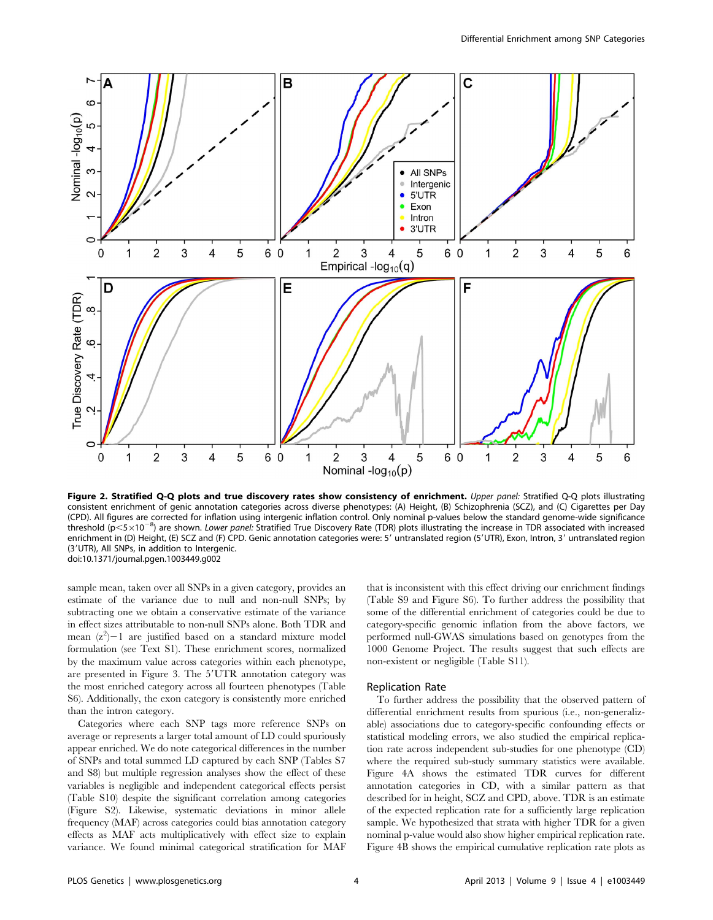**Figure 2. Stratified Q-Q plots and true discovery rates show consistency of enrichment.** *Upper panel:* Stratified Q-Q plots illustrating consistent enrichment of genic annotation categories across diverse phenotypes: (A) Height, (B) Schizophrenia (SCZ), and (C) Cigarettes per Day (CPD). All figures are corrected for inflation using intergenic inflation control. Only nominal p-values below the standard genome-wide significance threshold ($p < 5 \times 10^{-8}$) are shown. *Lower panel:* Stratified True Discovery Rate (TDR) plots illustrating the increase in TDR associated with increased enrichment in (D) Height, (E) SCZ and (F) CPD. Genic annotation categories were: 5′ untranslated region (5′UTR), Exon, Intron, 3′ untranslated region (3′UTR), All SNPs, in addition to Intergenic.
doi:10.1371/journal.pgen.1003449.g002

sample mean, taken over all SNPs in a given category, provides an estimate of the variance due to null and non-null SNPs; by subtracting one we obtain a conservative estimate of the variance in effect sizes attributable to non-null SNPs alone. Both TDR and mean $(z^2)-1$ are justified based on a standard mixture model formulation (see Text S1). These enrichment scores, normalized by the maximum value across categories within each phenotype, are presented in Figure 3. The 5′UTR annotation category was the most enriched category across all fourteen phenotypes (Table S6). Additionally, the exon category is consistently more enriched than the intron category.

Categories where each SNP tags more reference SNPs on average or represents a larger total amount of LD could spuriously appear enriched. We do note categorical differences in the number of SNPs and total summed LD captured by each SNP (Tables S7 and S8) but multiple regression analyses show the effect of these variables is negligible and independent categorical effects persist (Table S10) despite the significant correlation among categories (Figure S2). Likewise, systematic deviations in minor allele frequency (MAF) across categories could bias annotation category effects as MAF acts multiplicatively with effect size to explain variance. We found minimal categorical stratification for MAF that is inconsistent with this effect driving our enrichment findings (Table S9 and Figure S6). To further address the possibility that some of the differential enrichment of categories could be due to category-specific genomic inflation from the above factors, we performed null-GWAS simulations based on genotypes from the 1000 Genome Project. The results suggest that such effects are non-existent or negligible (Table S11).

## Replication Rate

To further address the possibility that the observed pattern of differential enrichment results from spurious (i.e., non-generalizable) associations due to category-specific confounding effects or statistical modeling errors, we also studied the empirical replication rate across independent sub-studies for one phenotype (CD) where the required sub-study summary statistics were available. Figure 4A shows the estimated TDR curves for different annotation categories in CD, with a similar pattern as that described for in height, SCZ and CPD, above. TDR is an estimate of the expected replication rate for a sufficiently large replication sample. We hypothesized that strata with higher TDR for a given nominal p-value would also show higher empirical replication rate. Figure 4B shows the empirical cumulative replication rate plots as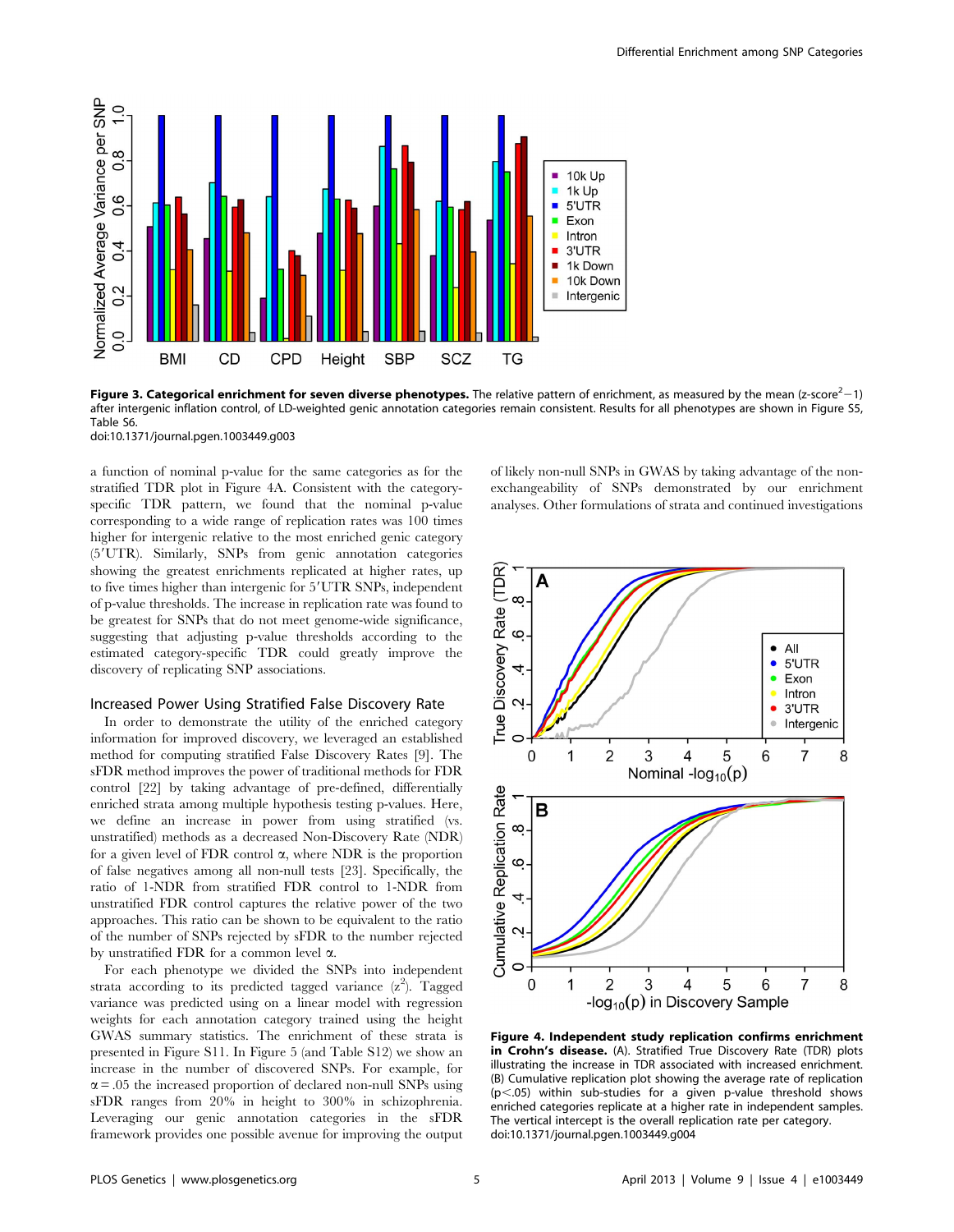**Figure 3. Categorical enrichment for seven diverse phenotypes.** The relative pattern of enrichment, as measured by the mean ($z$-score$^2-1$) after intergenic inflation control, of LD-weighted genic annotation categories remain consistent. Results for all phenotypes are shown in Figure S5, Table S6.
doi:10.1371/journal.pgen.1003449.g003

a function of nominal p-value for the same categories as for the stratified TDR plot in Figure 4A. Consistent with the category-specific TDR pattern, we found that the nominal p-value corresponding to a wide range of replication rates was 100 times higher for intergenic relative to the most enriched genic category (5′UTR). Similarly, SNPs from genic annotation categories showing the greatest enrichments replicated at higher rates, up to five times higher than intergenic for 5′UTR SNPs, independent of p-value thresholds. The increase in replication rate was found to be greatest for SNPs that do not meet genome-wide significance, suggesting that adjusting p-value thresholds according to the estimated category-specific TDR could greatly improve the discovery of replicating SNP associations.

## Increased Power Using Stratified False Discovery Rate

In order to demonstrate the utility of the enriched category information for improved discovery, we leveraged an established method for computing stratified False Discovery Rates [9]. The sFDR method improves the power of traditional methods for FDR control [22] by taking advantage of pre-defined, differentially enriched strata among multiple hypothesis testing p-values. Here, we define an increase in power from using stratified (vs. unstratified) methods as a decreased Non-Discovery Rate (NDR) for a given level of FDR control $\alpha$, where NDR is the proportion of false negatives among all non-null tests [23]. Specifically, the ratio of 1-NDR from stratified FDR control to 1-NDR from unstratified FDR control captures the relative power of the two approaches. This ratio can be shown to be equivalent to the ratio of the number of SNPs rejected by sFDR to the number rejected by unstratified FDR for a common level $\alpha$.

For each phenotype we divided the SNPs into independent strata according to its predicted tagged variance ($z^2$). Tagged variance was predicted using on a linear model with regression weights for each annotation category trained using the height GWAS summary statistics. The enrichment of these strata is presented in Figure S11. In Figure 5 (and Table S12) we show an increase in the number of discovered SNPs. For example, for $\alpha = .05$ the increased proportion of declared non-null SNPs using sFDR ranges from 20% in height to 300% in schizophrenia. Leveraging our genic annotation categories in the sFDR framework provides one possible avenue for improving the output of likely non-null SNPs in GWAS by taking advantage of the non-exchangeability of SNPs demonstrated by our enrichment analyses. Other formulations of strata and continued investigations

**Figure 4. Independent study replication confirms enrichment in Crohn's disease.** (A). Stratified True Discovery Rate (TDR) plots illustrating the increase in TDR associated with increased enrichment. (B) Cumulative replication plot showing the average rate of replication ($p<.05$) within sub-studies for a given p-value threshold shows enriched categories replicate at a higher rate in independent samples. The vertical intercept is the overall replication rate per category.
doi:10.1371/journal.pgen.1003449.g004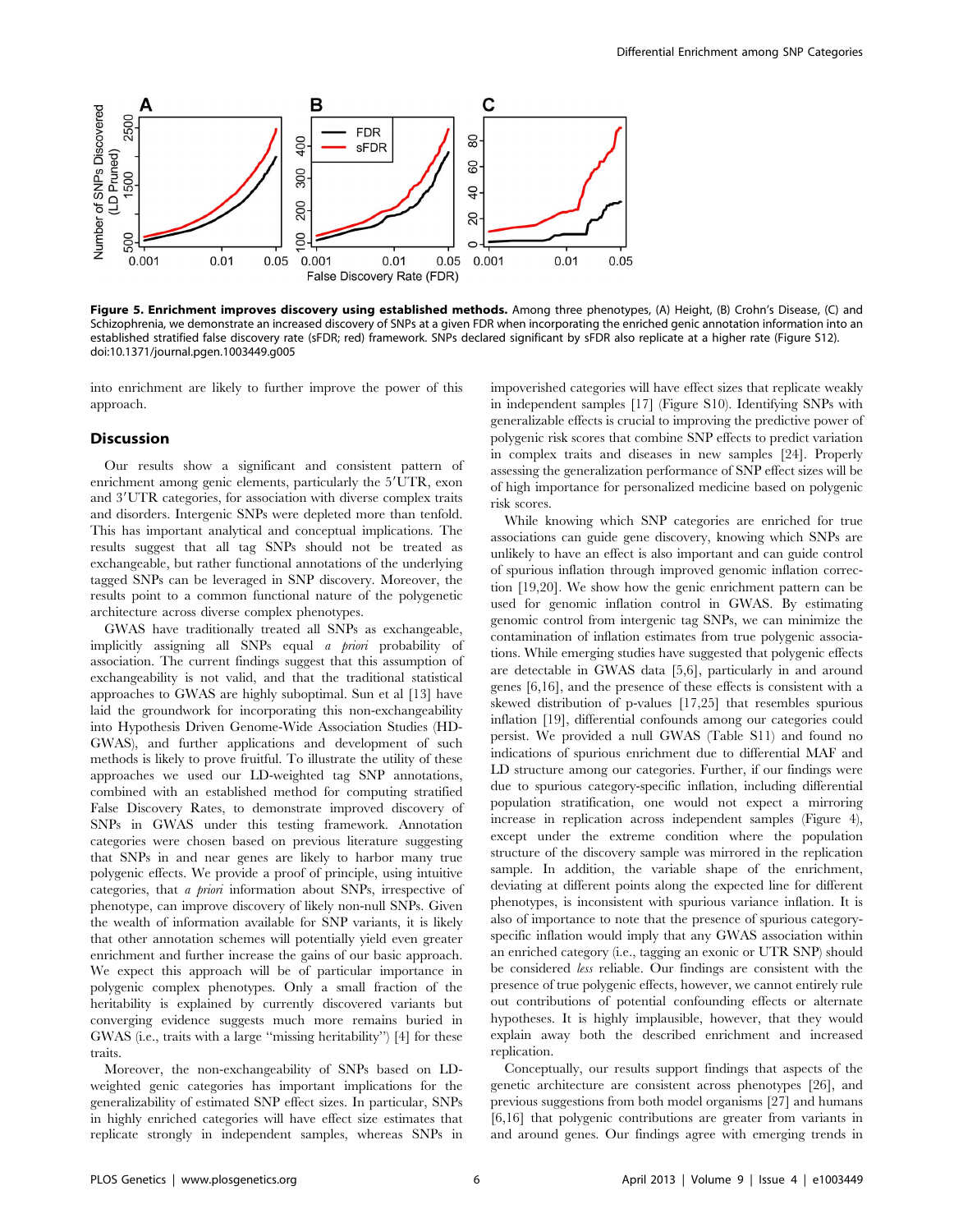**Figure 5. Enrichment improves discovery using established methods.** Among three phenotypes, (A) Height, (B) Crohn's Disease, (C) and Schizophrenia, we demonstrate an increased discovery of SNPs at a given FDR when incorporating the enriched genic annotation information into an established stratified false discovery rate (sFDR; red) framework. SNPs declared significant by sFDR also replicate at a higher rate (Figure S12).
doi:10.1371/journal.pgen.1003449.g005

into enrichment are likely to further improve the power of this approach.

## Discussion

Our results show a significant and consistent pattern of enrichment among genic elements, particularly the 5′UTR, exon and 3′UTR categories, for association with diverse complex traits and disorders. Intergenic SNPs were depleted more than tenfold. This has important analytical and conceptual implications. The results suggest that all tag SNPs should not be treated as exchangeable, but rather functional annotations of the underlying tagged SNPs can be leveraged in SNP discovery. Moreover, the results point to a common functional nature of the polygenic architecture across diverse complex phenotypes.

GWAS have traditionally treated all SNPs as exchangeable, implicitly assigning all SNPs equal *a priori* probability of association. The current findings suggest that this assumption of exchangeability is not valid, and that the traditional statistical approaches to GWAS are highly suboptimal. Sun et al [13] have laid the groundwork for incorporating this non-exchangeability into Hypothesis Driven Genome-Wide Association Studies (HD-GWAS), and further applications and development of such methods is likely to prove fruitful. To illustrate the utility of these approaches we used our LD-weighted tag SNP annotations, combined with an established method for computing stratified False Discovery Rates, to demonstrate improved discovery of SNPs in GWAS under this testing framework. Annotation categories were chosen based on previous literature suggesting that SNPs in and near genes are likely to harbor many true polygenic effects. We provide a proof of principle, using intuitive categories, that *a priori* information about SNPs, irrespective of phenotype, can improve discovery of likely non-null SNPs. Given the wealth of information available for SNP variants, it is likely that other annotation schemes will potentially yield even greater enrichment and further increase the gains of our basic approach. We expect this approach will be of particular importance in polygenic complex phenotypes. Only a small fraction of the heritability is explained by currently discovered variants but converging evidence suggests much more remains buried in GWAS (i.e., traits with a large "missing heritability") [4] for these traits.

Moreover, the non-exchangeability of SNPs based on LD-weighted genic categories has important implications for the generalizability of estimated SNP effect sizes. In particular, SNPs in highly enriched categories will have effect size estimates that replicate strongly in independent samples, whereas SNPs in impoverished categories will have effect sizes that replicate weakly in independent samples [17] (Figure S10). Identifying SNPs with generalizable effects is crucial to improving the predictive power of polygenic risk scores that combine SNP effects to predict variation in complex traits and diseases in new samples [24]. Properly assessing the generalization performance of SNP effect sizes will be of high importance for personalized medicine based on polygenic risk scores.

While knowing which SNP categories are enriched for true associations can guide gene discovery, knowing which SNPs are unlikely to have an effect is also important and can guide control of spurious inflation through improved genomic inflation correction [19,20]. We show how the genic enrichment pattern can be used for genomic inflation control in GWAS. By estimating genomic control from intergenic tag SNPs, we can minimize the contamination of inflation estimates from true polygenic associations. While emerging studies have suggested that polygenic effects are detectable in GWAS data [5,6], particularly in and around genes [6,16], and the presence of these effects is consistent with a skewed distribution of p-values [17,25] that resembles spurious inflation [19], differential confounds among our categories could persist. We provided a null GWAS (Table S11) and found no indications of spurious enrichment due to differential MAF and LD structure among our categories. Further, if our findings were due to spurious category-specific inflation, including differential population stratification, one would not expect a mirroring increase in replication across independent samples (Figure 4), except under the extreme condition where the population structure of the discovery sample was mirrored in the replication sample. In addition, the variable shape of the enrichment, deviating at different points along the expected line for different phenotypes, is inconsistent with spurious variance inflation. It is also of importance to note that the presence of spurious category-specific inflation would imply that any GWAS association within an enriched category (i.e., tagging an exonic or UTR SNP) should be considered *less* reliable. Our findings are consistent with the presence of true polygenic effects, however, we cannot entirely rule out contributions of potential confounding effects or alternate hypotheses. It is highly implausible, however, that they would explain away both the described enrichment and increased replication.

Conceptually, our results support findings that aspects of the genetic architecture are consistent across phenotypes [26], and previous suggestions from both model organisms [27] and humans [6,16] that polygenic contributions are greater from variants in and around genes. Our findings agree with emerging trends in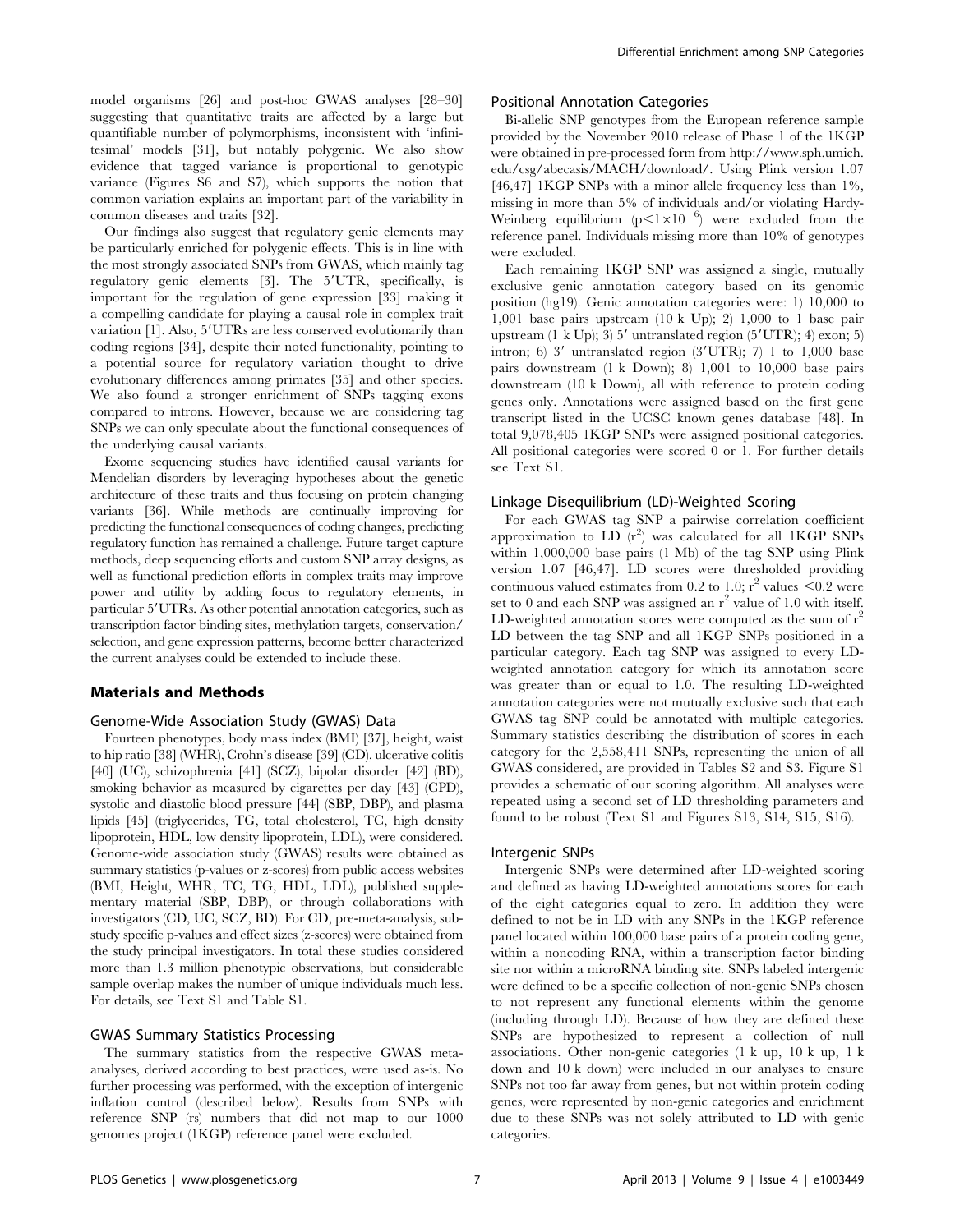model organisms [26] and post-hoc GWAS analyses [28–30] suggesting that quantitative traits are affected by a large but quantifiable number of polymorphisms, inconsistent with 'infinitesimal' models [31], but notably polygenic. We also show evidence that tagged variance is proportional to genotypic variance (Figures S6 and S7), which supports the notion that common variation explains an important part of the variability in common diseases and traits [32].

Our findings also suggest that regulatory genic elements may be particularly enriched for polygenic effects. This is in line with the most strongly associated SNPs from GWAS, which mainly tag regulatory genic elements [3]. The 5′UTR, specifically, is important for the regulation of gene expression [33] making it a compelling candidate for playing a causal role in complex trait variation [1]. Also, 5′UTRs are less conserved evolutionarily than coding regions [34], despite their noted functionality, pointing to a potential source for regulatory variation thought to drive evolutionary differences among primates [35] and other species. We also found a stronger enrichment of SNPs tagging exons compared to introns. However, because we are considering tag SNPs we can only speculate about the functional consequences of the underlying causal variants.

Exome sequencing studies have identified causal variants for Mendelian disorders by leveraging hypotheses about the genetic architecture of these traits and thus focusing on protein changing variants [36]. While methods are continually improving for predicting the functional consequences of coding changes, predicting regulatory function has remained a challenge. Future target capture methods, deep sequencing efforts and custom SNP array designs, as well as functional prediction efforts in complex traits may improve power and utility by adding focus to regulatory elements, in particular 5′UTRs. As other potential annotation categories, such as transcription factor binding sites, methylation targets, conservation/selection, and gene expression patterns, become better characterized the current analyses could be extended to include these.

## Materials and Methods

### Genome-Wide Association Study (GWAS) Data

Fourteen phenotypes, body mass index (BMI) [37], height, waist to hip ratio [38] (WHR), Crohn's disease [39] (CD), ulcerative colitis [40] (UC), schizophrenia [41] (SCZ), bipolar disorder [42] (BD), smoking behavior as measured by cigarettes per day [43] (CPD), systolic and diastolic blood pressure [44] (SBP, DBP), and plasma lipids [45] (triglycerides, TG, total cholesterol, TC, high density lipoprotein, HDL, low density lipoprotein, LDL), were considered. Genome-wide association study (GWAS) results were obtained as summary statistics (p-values or z-scores) from public access websites (BMI, Height, WHR, TC, TG, HDL, LDL), published supplementary material (SBP, DBP), or through collaborations with investigators (CD, UC, SCZ, BD). For CD, pre-meta-analysis, sub-study specific p-values and effect sizes (z-scores) were obtained from the study principal investigators. In total these studies considered more than 1.3 million phenotypic observations, but considerable sample overlap makes the number of unique individuals much less. For details, see Text S1 and Table S1.

### GWAS Summary Statistics Processing

The summary statistics from the respective GWAS meta-analyses, derived according to best practices, were used as-is. No further processing was performed, with the exception of intergenic inflation control (described below). Results from SNPs with reference SNP (rs) numbers that did not map to our 1000 genomes project (1KGP) reference panel were excluded.

### Positional Annotation Categories

Bi-allelic SNP genotypes from the European reference sample provided by the November 2010 release of Phase 1 of the 1KGP were obtained in pre-processed form from http://www.sph.umich.edu/csg/abecasis/MACH/download/. Using Plink version 1.07 [46,47] 1KGP SNPs with a minor allele frequency less than 1%, missing in more than 5% of individuals and/or violating Hardy-Weinberg equilibrium ($p<1\times10^{-6}$) were excluded from the reference panel. Individuals missing more than 10% of genotypes were excluded.

Each remaining 1KGP SNP was assigned a single, mutually exclusive genic annotation category based on its genomic position (hg19). Genic annotation categories were: 1) 10,000 to 1,001 base pairs upstream (10 k Up); 2) 1,000 to 1 base pair upstream (1 k Up); 3) 5′ untranslated region (5′UTR); 4) exon; 5) intron; 6) 3′ untranslated region (3′UTR); 7) 1 to 1,000 base pairs downstream (1 k Down); 8) 1,001 to 10,000 base pairs downstream (10 k Down), all with reference to protein coding genes only. Annotations were assigned based on the first gene transcript listed in the UCSC known genes database [48]. In total 9,078,405 1KGP SNPs were assigned positional categories. All positional categories were scored 0 or 1. For further details see Text S1.

### Linkage Disequilibrium (LD)-Weighted Scoring

For each GWAS tag SNP a pairwise correlation coefficient approximation to LD ($r^2$) was calculated for all 1KGP SNPs within 1,000,000 base pairs (1 Mb) of the tag SNP using Plink version 1.07 [46,47]. LD scores were thresholded providing continuous valued estimates from 0.2 to 1.0; $r^2$ values $<0.2$ were set to 0 and each SNP was assigned an $r^2$ value of 1.0 with itself. LD-weighted annotation scores were computed as the sum of $r^2$ LD between the tag SNP and all 1KGP SNPs positioned in a particular category. Each tag SNP was assigned to every LD-weighted annotation category for which its annotation score was greater than or equal to 1.0. The resulting LD-weighted annotation categories were not mutually exclusive such that each GWAS tag SNP could be annotated with multiple categories. Summary statistics describing the distribution of scores in each category for the 2,558,411 SNPs, representing the union of all GWAS considered, are provided in Tables S2 and S3. Figure S1 provides a schematic of our scoring algorithm. All analyses were repeated using a second set of LD thresholding parameters and found to be robust (Text S1 and Figures S13, S14, S15, S16).

### Intergenic SNPs

Intergenic SNPs were determined after LD-weighted scoring and defined as having LD-weighted annotations scores for each of the eight categories equal to zero. In addition they were defined to not be in LD with any SNPs in the 1KGP reference panel located within 100,000 base pairs of a protein coding gene, within a noncoding RNA, within a transcription factor binding site nor within a microRNA binding site. SNPs labeled intergenic were defined to be a specific collection of non-genic SNPs chosen to not represent any functional elements within the genome (including through LD). Because of how they are defined these SNPs are hypothesized to represent a collection of null associations. Other non-genic categories (1 k up, 10 k up, 1 k down and 10 k down) were included in our analyses to ensure SNPs not too far away from genes, but not within protein coding genes, were represented by non-genic categories and enrichment due to these SNPs was not solely attributed to LD with genic categories.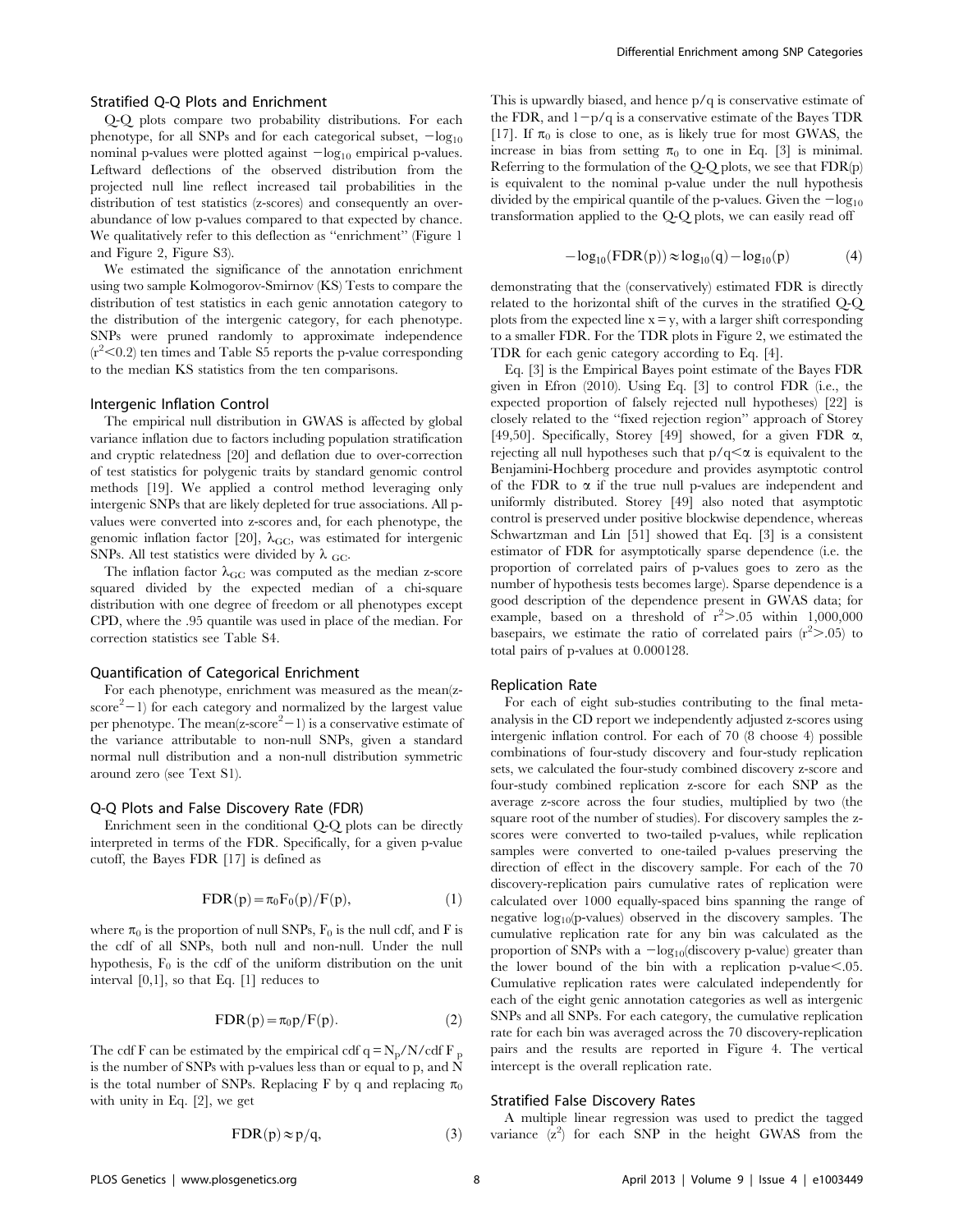### Stratified Q-Q Plots and Enrichment

Q-Q plots compare two probability distributions. For each phenotype, for all SNPs and for each categorical subset, $-\log_{10}$ nominal p-values were plotted against $-\log_{10}$ empirical p-values. Leftward deflections of the observed distribution from the projected null line reflect increased tail probabilities in the distribution of test statistics (z-scores) and consequently an over-abundance of low p-values compared to that expected by chance. We qualitatively refer to this deflection as "enrichment" (Figure 1 and Figure 2, Figure S3).

We estimated the significance of the annotation enrichment using two sample Kolmogorov-Smirnov (KS) Tests to compare the distribution of test statistics in each genic annotation category to the distribution of the intergenic category, for each phenotype. SNPs were pruned randomly to approximate independence ($r^2<0.2$) ten times and Table S5 reports the p-value corresponding to the median KS statistics from the ten comparisons.

### Intergenic Inflation Control

The empirical null distribution in GWAS is affected by global variance inflation due to factors including population stratification and cryptic relatedness [20] and deflation due to over-correction of test statistics for polygenic traits by standard genomic control methods [19]. We applied a control method leveraging only intergenic SNPs that are likely depleted for true associations. All p-values were converted into z-scores and, for each phenotype, the genomic inflation factor [20], $\lambda_{GC}$, was estimated for intergenic SNPs. All test statistics were divided by $\lambda_{GC}$.

The inflation factor $\lambda_{GC}$ was computed as the median z-score squared divided by the expected median of a chi-square distribution with one degree of freedom or all phenotypes except CPD, where the .95 quantile was used in place of the median. For correction statistics see Table S4.

### Quantification of Categorical Enrichment

For each phenotype, enrichment was measured as the mean(z-score$^2-1$) for each category and normalized by the largest value per phenotype. The mean(z-score$^2-1$) is a conservative estimate of the variance attributable to non-null SNPs, given a standard normal null distribution and a non-null distribution symmetric around zero (see Text S1).

### Q-Q Plots and False Discovery Rate (FDR)

Enrichment seen in the conditional Q-Q plots can be directly interpreted in terms of the FDR. Specifically, for a given p-value cutoff, the Bayes FDR [17] is defined as

$$\mathrm{FDR}(p)=\pi_0 F_0(p)/F(p), \tag{1}$$

where $\pi_0$ is the proportion of null SNPs, $F_0$ is the null cdf, and F is the cdf of all SNPs, both null and non-null. Under the null hypothesis, $F_0$ is the cdf of the uniform distribution on the unit interval [0,1], so that Eq. [1] reduces to

$$\mathrm{FDR}(p)=\pi_0 p/F(p). \tag{2}$$

The cdf F can be estimated by the empirical cdf $q=N_p/N$/cdf $F_p$ is the number of SNPs with p-values less than or equal to p, and N is the total number of SNPs. Replacing F by q and replacing $\pi_0$ with unity in Eq. [2], we get

$$\mathrm{FDR}(p)\approx p/q, \tag{3}$$

This is upwardly biased, and hence p/q is conservative estimate of the FDR, and $1-p/q$ is a conservative estimate of the Bayes TDR [17]. If $\pi_0$ is close to one, as is likely true for most GWAS, the increase in bias from setting $\pi_0$ to one in Eq. [3] is minimal. Referring to the formulation of the Q-Q plots, we see that FDR(p) is equivalent to the nominal p-value under the null hypothesis divided by the empirical quantile of the p-values. Given the $-\log_{10}$ transformation applied to the Q-Q plots, we can easily read off

$$-\log_{10}(\mathrm{FDR}(p))\approx \log_{10}(q)-\log_{10}(p) \tag{4}$$

demonstrating that the (conservatively) estimated FDR is directly related to the horizontal shift of the curves in the stratified Q-Q plots from the expected line $x=y$, with a larger shift corresponding to a smaller FDR. For the TDR plots in Figure 2, we estimated the TDR for each genic category according to Eq. [4].

Eq. [3] is the Empirical Bayes point estimate of the Bayes FDR given in Efron (2010). Using Eq. [3] to control FDR (i.e., the expected proportion of falsely rejected null hypotheses) [22] is closely related to the "fixed rejection region" approach of Storey [49,50]. Specifically, Storey [49] showed, for a given FDR $\alpha$, rejecting all null hypotheses such that $p/q<\alpha$ is equivalent to the Benjamini-Hochberg procedure and provides asymptotic control of the FDR to $\alpha$ if the true null p-values are independent and uniformly distributed. Storey [49] also noted that asymptotic control is preserved under positive blockwise dependence, whereas Schwartzman and Lin [51] showed that Eq. [3] is a consistent estimator of FDR for asymptotically sparse dependence (i.e. the proportion of correlated pairs of p-values goes to zero as the number of hypothesis tests becomes large). Sparse dependence is a good description of the dependence present in GWAS data; for example, based on a threshold of $r^2>.05$ within 1,000,000 basepairs, we estimate the ratio of correlated pairs ($r^2>.05$) to total pairs of p-values at 0.000128.

### Replication Rate

For each of eight sub-studies contributing to the final meta-analysis in the CD report we independently adjusted z-scores using intergenic inflation control. For each of 70 (8 choose 4) possible combinations of four-study discovery and four-study replication sets, we calculated the four-study combined discovery z-score and four-study combined replication z-score for each SNP as the average z-score across the four studies, multiplied by two (the square root of the number of studies). For discovery samples the z-scores were converted to two-tailed p-values, while replication samples were converted to one-tailed p-values preserving the direction of effect in the discovery sample. For each of the 70 discovery-replication pairs cumulative rates of replication were calculated over 1000 equally-spaced bins spanning the range of negative $\log_{10}$(p-values) observed in the discovery samples. The cumulative replication rate for any bin was calculated as the proportion of SNPs with a $-\log_{10}$(discovery p-value) greater than the lower bound of the bin with a replication p-value<.05. Cumulative replication rates were calculated independently for each of the eight genic annotation categories as well as intergenic SNPs and all SNPs. For each category, the cumulative replication rate for each bin was averaged across the 70 discovery-replication pairs and the results are reported in Figure 4. The vertical intercept is the overall replication rate.

### Stratified False Discovery Rates

A multiple linear regression was used to predict the tagged variance ($z^2$) for each SNP in the height GWAS from the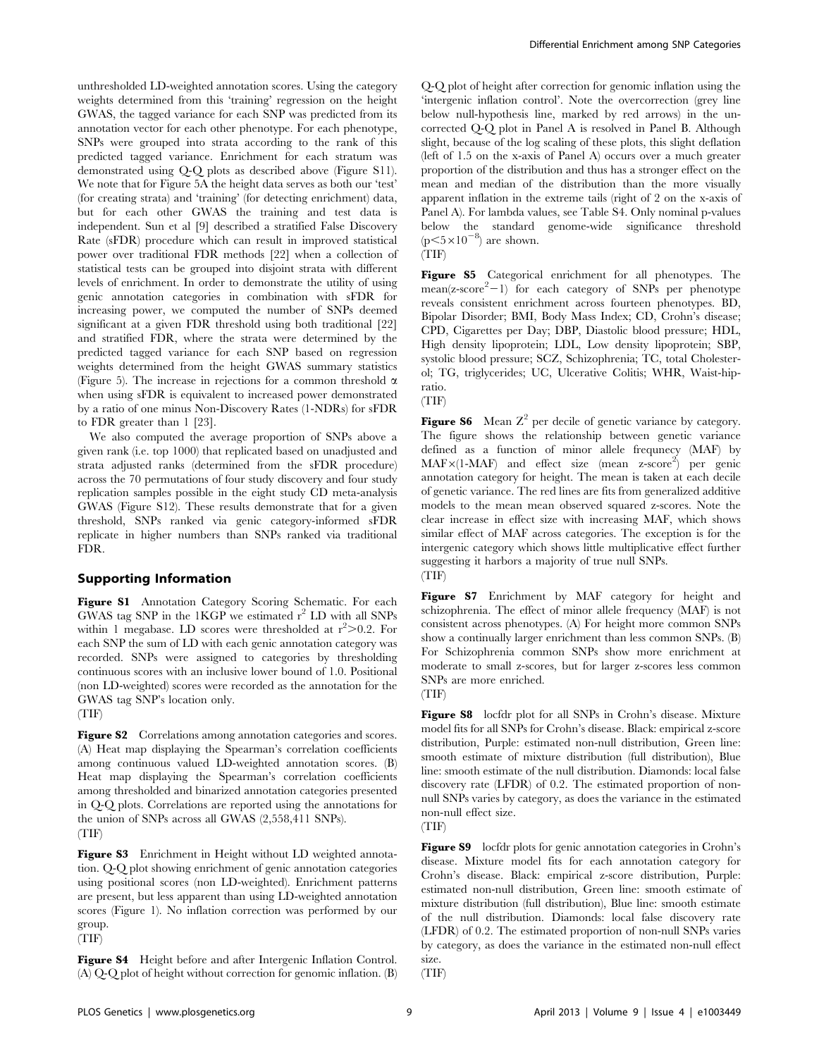unthresholded LD-weighted annotation scores. Using the category weights determined from this 'training' regression on the height GWAS, the tagged variance for each SNP was predicted from its annotation vector for each other phenotype. For each phenotype, SNPs were grouped into strata according to the rank of this predicted tagged variance. Enrichment for each stratum was demonstrated using Q-Q plots as described above (Figure S11). We note that for Figure 5A the height data serves as both our 'test' (for creating strata) and 'training' (for detecting enrichment) data, but for each other GWAS the training and test data is independent. Sun et al [9] described a stratified False Discovery Rate (sFDR) procedure which can result in improved statistical power over traditional FDR methods [22] when a collection of statistical tests can be grouped into disjoint strata with different levels of enrichment. In order to demonstrate the utility of using genic annotation categories in combination with sFDR for increasing power, we computed the number of SNPs deemed significant at a given FDR threshold using both traditional [22] and stratified FDR, where the strata were determined by the predicted tagged variance for each SNP based on regression weights determined from the height GWAS summary statistics (Figure 5). The increase in rejections for a common threshold $\alpha$ when using sFDR is equivalent to increased power demonstrated by a ratio of one minus Non-Discovery Rates (1-NDRs) for sFDR to FDR greater than 1 [23].

We also computed the average proportion of SNPs above a given rank (i.e. top 1000) that replicated based on unadjusted and strata adjusted ranks (determined from the sFDR procedure) across the 70 permutations of four study discovery and four study replication samples possible in the eight study CD meta-analysis GWAS (Figure S12). These results demonstrate that for a given threshold, SNPs ranked via genic category-informed sFDR replicate in higher numbers than SNPs ranked via traditional FDR.

## Supporting Information

**Figure S1** Annotation Category Scoring Schematic. For each GWAS tag SNP in the 1KGP we estimated $r^2$ LD with all SNPs within 1 megabase. LD scores were thresholded at $r^2>0.2$. For each SNP the sum of LD with each genic annotation category was recorded. SNPs were assigned to categories by thresholding continuous scores with an inclusive lower bound of 1.0. Positional (non LD-weighted) scores were recorded as the annotation for the GWAS tag SNP's location only.
(TIF)

**Figure S2** Correlations among annotation categories and scores. (A) Heat map displaying the Spearman's correlation coefficients among continuous valued LD-weighted annotation scores. (B) Heat map displaying the Spearman's correlation coefficients among thresholded and binarized annotation categories presented in Q-Q plots. Correlations are reported using the annotations for the union of SNPs across all GWAS (2,558,411 SNPs).
(TIF)

**Figure S3** Enrichment in Height without LD weighted annotation. Q-Q plot showing enrichment of genic annotation categories using positional scores (non LD-weighted). Enrichment patterns are present, but less apparent than using LD-weighted annotation scores (Figure 1). No inflation correction was performed by our group.
(TIF)

**Figure S4** Height before and after Intergenic Inflation Control. (A) Q-Q plot of height without correction for genomic inflation. (B) Q-Q plot of height after correction for genomic inflation using the 'intergenic inflation control'. Note the overcorrection (grey line below null-hypothesis line, marked by red arrows) in the uncorrected Q-Q plot in Panel A is resolved in Panel B. Although slight, because of the log scaling of these plots, this slight deflation (left of 1.5 on the x-axis of Panel A) occurs over a much greater proportion of the distribution and thus has a stronger effect on the mean and median of the distribution than the more visually apparent inflation in the extreme tails (right of 2 on the x-axis of Panel A). For lambda values, see Table S4. Only nominal p-values below the standard genome-wide significance threshold ($p<5\times10^{-8}$) are shown.
(TIF)

**Figure S5** Categorical enrichment for all phenotypes. The mean(z-score$^2-1$) for each category of SNPs per phenotype reveals consistent enrichment across fourteen phenotypes. BD, Bipolar Disorder; BMI, Body Mass Index; CD, Crohn's disease; CPD, Cigarettes per Day; DBP, Diastolic blood pressure; HDL, High density lipoprotein; LDL, Low density lipoprotein; SBP, systolic blood pressure; SCZ, Schizophrenia; TC, total Cholesterol; TG, triglycerides; UC, Ulcerative Colitis; WHR, Waist-hip-ratio.
(TIF)

**Figure S6** Mean $Z^2$ per decile of genetic variance by category. The figure shows the relationship between genetic variance defined as a function of minor allele frequnecy (MAF) by MAF$\times$(1-MAF) and effect size (mean z-score$^2$) per genic annotation category for height. The mean is taken at each decile of genetic variance. The red lines are fits from generalized additive models to the mean mean observed squared z-scores. Note the clear increase in effect size with increasing MAF, which shows similar effect of MAF across categories. The exception is for the intergenic category which shows little multiplicative effect further suggesting it harbors a majority of true null SNPs.
(TIF)

**Figure S7** Enrichment by MAF category for height and schizophrenia. The effect of minor allele frequency (MAF) is not consistent across phenotypes. (A) For height more common SNPs show a continually larger enrichment than less common SNPs. (B) For Schizophrenia common SNPs show more enrichment at moderate to small z-scores, but for larger z-scores less common SNPs are more enriched.
(TIF)

**Figure S8** locfdr plot for all SNPs in Crohn's disease. Mixture model fits for all SNPs for Crohn's disease. Black: empirical z-score distribution, Purple: estimated non-null distribution, Green line: smooth estimate of mixture distribution (full distribution), Blue line: smooth estimate of the null distribution. Diamonds: local false discovery rate (LFDR) of 0.2. The estimated proportion of non-null SNPs varies by category, as does the variance in the estimated non-null effect size.
(TIF)

**Figure S9** locfdr plots for genic annotation categories in Crohn's disease. Mixture model fits for each annotation category for Crohn's disease. Black: empirical z-score distribution, Purple: estimated non-null distribution, Green line: smooth estimate of mixture distribution (full distribution), Blue line: smooth estimate of the null distribution. Diamonds: local false discovery rate (LFDR) of 0.2. The estimated proportion of non-null SNPs varies by category, as does the variance in the estimated non-null effect size.
(TIF)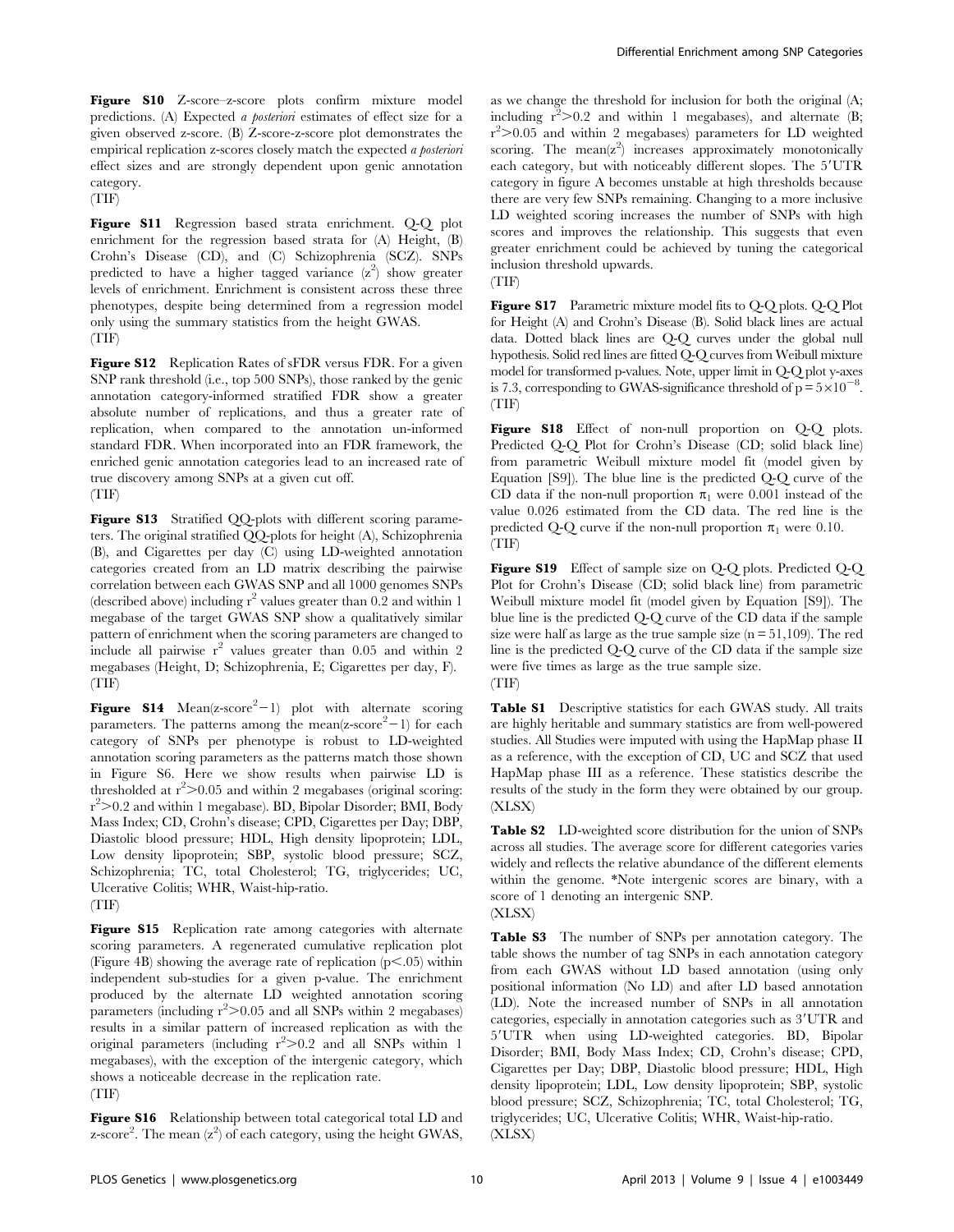**Figure S10** Z-score–z-score plots confirm mixture model predictions. (A) Expected *a posteriori* estimates of effect size for a given observed z-score. (B) Z-score-z-score plot demonstrates the empirical replication z-scores closely match the expected *a posteriori* effect sizes and are strongly dependent upon genic annotation category.
(TIF)

**Figure S11** Regression based strata enrichment. Q-Q plot enrichment for the regression based strata for (A) Height, (B) Crohn's Disease (CD), and (C) Schizophrenia (SCZ). SNPs predicted to have a higher tagged variance ($z^2$) show greater levels of enrichment. Enrichment is consistent across these three phenotypes, despite being determined from a regression model only using the summary statistics from the height GWAS.
(TIF)

**Figure S12** Replication Rates of sFDR versus FDR. For a given SNP rank threshold (i.e., top 500 SNPs), those ranked by the genic annotation category-informed stratified FDR show a greater absolute number of replications, and thus a greater rate of replication, when compared to the annotation un-informed standard FDR. When incorporated into an FDR framework, the enriched genic annotation categories lead to an increased rate of true discovery among SNPs at a given cut off.
(TIF)

**Figure S13** Stratified QQ-plots with different scoring parameters. The original stratified QQ-plots for height (A), Schizophrenia (B), and Cigarettes per day (C) using LD-weighted annotation categories created from an LD matrix describing the pairwise correlation between each GWAS SNP and all 1000 genomes SNPs (described above) including $r^2$ values greater than 0.2 and within 1 megabase of the target GWAS SNP show a qualitatively similar pattern of enrichment when the scoring parameters are changed to include all pairwise $r^2$ values greater than 0.05 and within 2 megabases (Height, D; Schizophrenia, E; Cigarettes per day, F).
(TIF)

**Figure S14** Mean(z-score$^2-1$) plot with alternate scoring parameters. The patterns among the mean(z-score$^2-1$) for each category of SNPs per phenotype is robust to LD-weighted annotation scoring parameters as the patterns match those shown in Figure S6. Here we show results when pairwise LD is thresholded at $r^2>0.05$ and within 2 megabases (original scoring: $r^2>0.2$ and within 1 megabase). BD, Bipolar Disorder; BMI, Body Mass Index; CD, Crohn's disease; CPD, Cigarettes per Day; DBP, Diastolic blood pressure; HDL, High density lipoprotein; LDL, Low density lipoprotein; SBP, systolic blood pressure; SCZ, Schizophrenia; TC, total Cholesterol; TG, triglycerides; UC, Ulcerative Colitis; WHR, Waist-hip-ratio.
(TIF)

**Figure S15** Replication rate among categories with alternate scoring parameters. A regenerated cumulative replication plot (Figure 4B) showing the average rate of replication ($p<.05$) within independent sub-studies for a given p-value. The enrichment produced by the alternate LD weighted annotation scoring parameters (including $r^2>0.05$ and all SNPs within 2 megabases) results in a similar pattern of increased replication as with the original parameters (including $r^2>0.2$ and all SNPs within 1 megabases), with the exception of the intergenic category, which shows a noticeable decrease in the replication rate.
(TIF)

**Figure S16** Relationship between total categorical total LD and z-score$^2$. The mean ($z^2$) of each category, using the height GWAS, as we change the threshold for inclusion for both the original (A; including $r^2>0.2$ and within 1 megabases), and alternate (B; $r^2>0.05$ and within 2 megabases) parameters for LD weighted scoring. The mean($z^2$) increases approximately monotonically each category, but with noticeably different slopes. The 5′UTR category in figure A becomes unstable at high thresholds because there are very few SNPs remaining. Changing to a more inclusive LD weighted scoring increases the number of SNPs with high scores and improves the relationship. This suggests that even greater enrichment could be achieved by tuning the categorical inclusion threshold upwards.
(TIF)

**Figure S17** Parametric mixture model fits to Q-Q plots. Q-Q Plot for Height (A) and Crohn's Disease (B). Solid black lines are actual data. Dotted black lines are Q-Q curves under the global null hypothesis. Solid red lines are fitted Q-Q curves from Weibull mixture model for transformed p-values. Note, upper limit in Q-Q plot y-axes is 7.3, corresponding to GWAS-significance threshold of $p=5\times10^{-8}$.
(TIF)

**Figure S18** Effect of non-null proportion on Q-Q plots. Predicted Q-Q Plot for Crohn's Disease (CD; solid black line) from parametric Weibull mixture model fit (model given by Equation [S9]). The blue line is the predicted Q-Q curve of the CD data if the non-null proportion $\pi_1$ were 0.001 instead of the value 0.026 estimated from the CD data. The red line is the predicted Q-Q curve if the non-null proportion $\pi_1$ were 0.10.
(TIF)

**Figure S19** Effect of sample size on Q-Q plots. Predicted Q-Q Plot for Crohn's Disease (CD; solid black line) from parametric Weibull mixture model fit (model given by Equation [S9]). The blue line is the predicted Q-Q curve of the CD data if the sample size were half as large as the true sample size ($n=51{,}109$). The red line is the predicted Q-Q curve of the CD data if the sample size were five times as large as the true sample size.
(TIF)

**Table S1** Descriptive statistics for each GWAS study. All traits are highly heritable and summary statistics are from well-powered studies. All Studies were imputed with using the HapMap phase II as a reference, with the exception of CD, UC and SCZ that used HapMap phase III as a reference. These statistics describe the results of the study in the form they were obtained by our group.
(XLSX)

**Table S2** LD-weighted score distribution for the union of SNPs across all studies. The average score for different categories varies widely and reflects the relative abundance of the different elements within the genome. *Note intergenic scores are binary, with a score of 1 denoting an intergenic SNP.
(XLSX)

**Table S3** The number of SNPs per annotation category. The table shows the number of tag SNPs in each annotation category from each GWAS without LD based annotation (using only positional information (No LD) and after LD based annotation (LD). Note the increased number of SNPs in all annotation categories, especially in annotation categories such as 3′UTR and 5′UTR when using LD-weighted categories. BD, Bipolar Disorder; BMI, Body Mass Index; CD, Crohn's disease; CPD, Cigarettes per Day; DBP, Diastolic blood pressure; HDL, High density lipoprotein; LDL, Low density lipoprotein; SBP, systolic blood pressure; SCZ, Schizophrenia; TC, total Cholesterol; TG, triglycerides; UC, Ulcerative Colitis; WHR, Waist-hip-ratio.
(XLSX)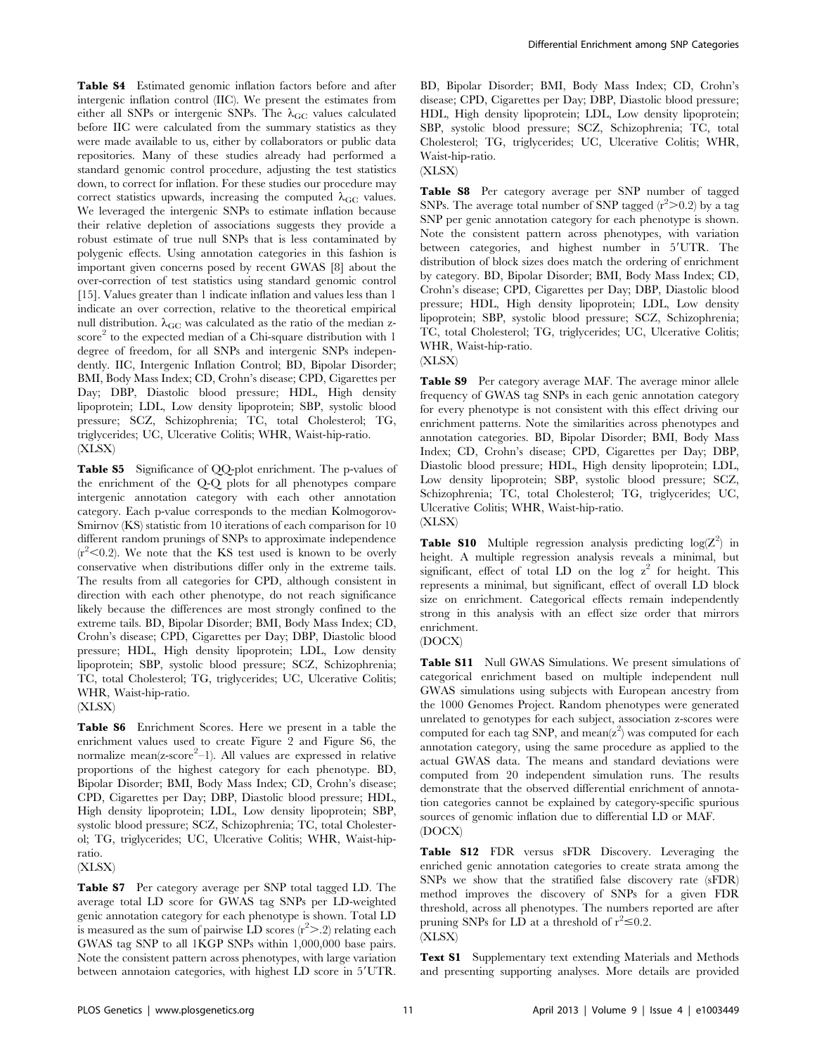**Table S4** Estimated genomic inflation factors before and after intergenic inflation control (IIC). We present the estimates from either all SNPs or intergenic SNPs. The $\lambda_{GC}$ values calculated before IIC were calculated from the summary statistics as they were made available to us, either by collaborators or public data repositories. Many of these studies already had performed a standard genomic control procedure, adjusting the test statistics down, to correct for inflation. For these studies our procedure may correct statistics upwards, increasing the computed $\lambda_{GC}$ values. We leveraged the intergenic SNPs to estimate inflation because their relative depletion of associations suggests they provide a robust estimate of true null SNPs that is less contaminated by polygenic effects. Using annotation categories in this fashion is important given concerns posed by recent GWAS [8] about the over-correction of test statistics using standard genomic control [15]. Values greater than 1 indicate inflation and values less than 1 indicate an over correction, relative to the theoretical empirical null distribution. $\lambda_{GC}$ was calculated as the ratio of the median z-score$^2$ to the expected median of a Chi-square distribution with 1 degree of freedom, for all SNPs and intergenic SNPs independently. IIC, Intergenic Inflation Control; BD, Bipolar Disorder; BMI, Body Mass Index; CD, Crohn's disease; CPD, Cigarettes per Day; DBP, Diastolic blood pressure; HDL, High density lipoprotein; LDL, Low density lipoprotein; SBP, systolic blood pressure; SCZ, Schizophrenia; TC, total Cholesterol; TG, triglycerides; UC, Ulcerative Colitis; WHR, Waist-hip-ratio.
(XLSX)

**Table S5** Significance of QQ-plot enrichment. The p-values of the enrichment of the Q-Q plots for all phenotypes compare intergenic annotation category with each other annotation category. Each p-value corresponds to the median Kolmogorov-Smirnov (KS) statistic from 10 iterations of each comparison for 10 different random prunings of SNPs to approximate independence ($r^2<0.2$). We note that the KS test used is known to be overly conservative when distributions differ only in the extreme tails. The results from all categories for CPD, although consistent in direction with each other phenotype, do not reach significance likely because the differences are most strongly confined to the extreme tails. BD, Bipolar Disorder; BMI, Body Mass Index; CD, Crohn's disease; CPD, Cigarettes per Day; DBP, Diastolic blood pressure; HDL, High density lipoprotein; LDL, Low density lipoprotein; SBP, systolic blood pressure; SCZ, Schizophrenia; TC, total Cholesterol; TG, triglycerides; UC, Ulcerative Colitis; WHR, Waist-hip-ratio.
(XLSX)

**Table S6** Enrichment Scores. Here we present in a table the enrichment values used to create Figure 2 and Figure S6, the normalize mean(z-score$^2$–1). All values are expressed in relative proportions of the highest category for each phenotype. BD, Bipolar Disorder; BMI, Body Mass Index; CD, Crohn's disease; CPD, Cigarettes per Day; DBP, Diastolic blood pressure; HDL, High density lipoprotein; LDL, Low density lipoprotein; SBP, systolic blood pressure; SCZ, Schizophrenia; TC, total Cholesterol; TG, triglycerides; UC, Ulcerative Colitis; WHR, Waist-hip-ratio.
(XLSX)

**Table S7** Per category average per SNP total tagged LD. The average total LD score for GWAS tag SNPs per LD-weighted genic annotation category for each phenotype is shown. Total LD is measured as the sum of pairwise LD scores ($r^2>.2$) relating each GWAS tag SNP to all 1KGP SNPs within 1,000,000 base pairs. Note the consistent pattern across phenotypes, with large variation between annotaion categories, with highest LD score in 5′UTR. BD, Bipolar Disorder; BMI, Body Mass Index; CD, Crohn's disease; CPD, Cigarettes per Day; DBP, Diastolic blood pressure; HDL, High density lipoprotein; LDL, Low density lipoprotein; SBP, systolic blood pressure; SCZ, Schizophrenia; TC, total Cholesterol; TG, triglycerides; UC, Ulcerative Colitis; WHR, Waist-hip-ratio.
(XLSX)

**Table S8** Per category average per SNP number of tagged SNPs. The average total number of SNP tagged ($r^2>0.2$) by a tag SNP per genic annotation category for each phenotype is shown. Note the consistent pattern across phenotypes, with variation between categories, and highest number in 5′UTR. The distribution of block sizes does match the ordering of enrichment by category. BD, Bipolar Disorder; BMI, Body Mass Index; CD, Crohn's disease; CPD, Cigarettes per Day; DBP, Diastolic blood pressure; HDL, High density lipoprotein; LDL, Low density lipoprotein; SBP, systolic blood pressure; SCZ, Schizophrenia; TC, total Cholesterol; TG, triglycerides; UC, Ulcerative Colitis; WHR, Waist-hip-ratio.
(XLSX)

**Table S9** Per category average MAF. The average minor allele frequency of GWAS tag SNPs in each genic annotation category for every phenotype is not consistent with this effect driving our enrichment patterns. Note the similarities across phenotypes and annotation categories. BD, Bipolar Disorder; BMI, Body Mass Index; CD, Crohn's disease; CPD, Cigarettes per Day; DBP, Diastolic blood pressure; HDL, High density lipoprotein; LDL, Low density lipoprotein; SBP, systolic blood pressure; SCZ, Schizophrenia; TC, total Cholesterol; TG, triglycerides; UC, Ulcerative Colitis; WHR, Waist-hip-ratio.
(XLSX)

**Table S10** Multiple regression analysis predicting $\log(Z^2)$ in height. A multiple regression analysis reveals a minimal, but significant, effect of total LD on the log $z^2$ for height. This represents a minimal, but significant, effect of overall LD block size on enrichment. Categorical effects remain independently strong in this analysis with an effect size order that mirrors enrichment.
(DOCX)

**Table S11** Null GWAS Simulations. We present simulations of categorical enrichment based on multiple independent null GWAS simulations using subjects with European ancestry from the 1000 Genomes Project. Random phenotypes were generated unrelated to genotypes for each subject, association z-scores were computed for each tag SNP, and mean($z^2$) was computed for each annotation category, using the same procedure as applied to the actual GWAS data. The means and standard deviations were computed from 20 independent simulation runs. The results demonstrate that the observed differential enrichment of annotation categories cannot be explained by category-specific spurious sources of genomic inflation due to differential LD or MAF.
(DOCX)

**Table S12** FDR versus sFDR Discovery. Leveraging the enriched genic annotation categories to create strata among the SNPs we show that the stratified false discovery rate (sFDR) method improves the discovery of SNPs for a given FDR threshold, across all phenotypes. The numbers reported are after pruning SNPs for LD at a threshold of $r^2\leq0.2$.
(XLSX)

**Text S1** Supplementary text extending Materials and Methods and presenting supporting analyses. More details are provided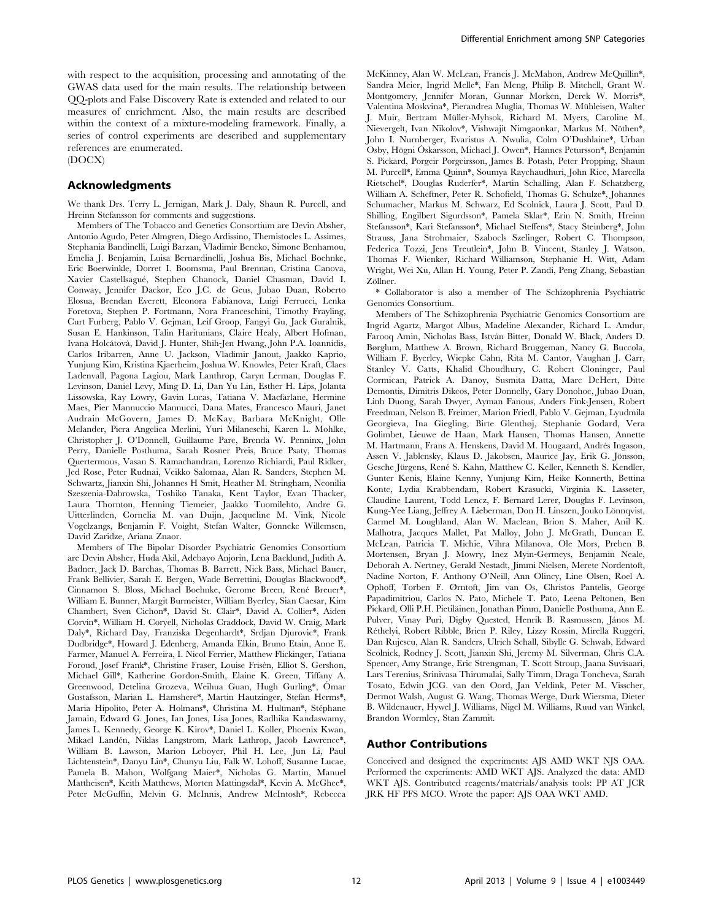with respect to the acquisition, processing and annotating of the GWAS data used for the main results. The relationship between QQ-plots and False Discovery Rate is extended and related to our measures of enrichment. Also, the main results are described within the context of a mixture-modeling framework. Finally, a series of control experiments are described and supplementary references are enumerated.
(DOCX)

## Acknowledgments

We thank Drs. Terry L. Jernigan, Mark J. Daly, Shaun R. Purcell, and Hreinn Stefansson for comments and suggestions.

Members of The Tobacco and Genetics Consortium are Devin Absher, Antonio Agudo, Peter Almgren, Diego Ardissino, Themistocles L. Assimes, Stephania Bandinelli, Luigi Barzan, Vladimir Bencko, Simone Benhamou, Emelia J. Benjamin, Luisa Bernardinelli, Joshua Bis, Michael Boehnke, Eric Boerwinkle, Dorret I. Boomsma, Paul Brennan, Cristina Canova, Xavier Castellsagué, Stephen Chanock, Daniel Chasman, David I. Conway, Jennifer Dackor, Eco J.C. de Geus, Jubao Duan, Roberto Elosua, Brendan Everett, Eleonora Fabianova, Luigi Ferrucci, Lenka Foretova, Stephen P. Fortmann, Nora Franceschini, Timothy Frayling, Curt Furberg, Pablo V. Gejman, Leif Groop, Fangyi Gu, Jack Guralnik, Susan E. Hankinson, Talin Haritunians, Claire Healy, Albert Hofman, Ivana Holcátová, David J. Hunter, Shih-Jen Hwang, John P.A. Ioannidis, Carlos Iribarren, Anne U. Jackson, Vladimir Janout, Jaakko Kaprio, Yunjung Kim, Kristina Kjaerheim, Joshua W. Knowles, Peter Kraft, Claes Ladenvall, Pagona Lagiou, Mark Lanthrop, Caryn Lerman, Douglas F. Levinson, Daniel Levy, Ming D. Li, Dan Yu Lin, Esther H. Lips, Jolanta Lissowska, Ray Lowry, Gavin Lucas, Tatiana V. Macfarlane, Hermine Maes, Pier Mannuccio Mannucci, Dana Mates, Francesco Mauri, Janet Audrain McGovern, James D. McKay, Barbara McKnight, Olle Melander, Piera Angelica Merlini, Yuri Milaneschi, Karen L. Mohlke, Christopher J. O'Donnell, Guillaume Pare, Brenda W. Penninx, John Perry, Danielle Posthuma, Sarah Rosner Preis, Bruce Psaty, Thomas Quertermous, Vasan S. Ramachandran, Lorenzo Richiardi, Paul Ridker, Jed Rose, Peter Rudnai, Veikko Salomaa, Alan R. Sanders, Stephen M. Schwartz, Jianxin Shi, Johannes H Smit, Heather M. Stringham, Neonilia Szeszenia-Dabrowska, Toshiko Tanaka, Kent Taylor, Evan Thacker, Laura Thornton, Henning Tiemeier, Jaakko Tuomilehto, Andre G. Uitterlinden, Cornelia M. van Duijn, Jacqueline M. Vink, Nicole Vogelzangs, Benjamin F. Voight, Stefan Walter, Gonneke Willemsen, David Zaridze, Ariana Znaor.

Members of The Bipolar Disorder Psychiatric Genomics Consortium are Devin Absher, Huda Akil, Adebayo Anjorin, Lena Backlund, Judith A. Badner, Jack D. Barchas, Thomas B. Barrett, Nick Bass, Michael Bauer, Frank Bellivier, Sarah E. Bergen, Wade Berrettini, Douglas Blackwood*, Cinnamon S. Bloss, Michael Boehnke, Gerome Breen, René Breuer*, William E. Bunner, Margit Burmeister, William Byerley, Sian Caesar, Kim Chambert, Sven Cichon*, David St. Clair*, David A. Collier*, Aiden Corvin*, William H. Coryell, Nicholas Craddock, David W. Craig, Mark Daly*, Richard Day, Franziska Degenhardt*, Srdjan Djurovic*, Frank Dudbridge*, Howard J. Edenberg, Amanda Elkin, Bruno Etain, Anne E. Farmer, Manuel A. Ferreira, I. Nicol Ferrier, Matthew Flickinger, Tatiana Foroud, Josef Frank*, Christine Fraser, Louise Frisén, Elliot S. Gershon, Michael Gill*, Katherine Gordon-Smith, Elaine K. Green, Tiffany A. Greenwood, Detelina Grozeva, Weihua Guan, Hugh Gurling*, Ómar Gustafsson, Marian L. Hamshere*, Martin Hautzinger, Stefan Herms*, Maria Hipolito, Peter A. Holmans*, Christina M. Hultman*, Stéphane Jamain, Edward G. Jones, Ian Jones, Lisa Jones, Radhika Kandaswamy, James L. Kennedy, George K. Kirov*, Daniel L. Koller, Phoenix Kwan, Mikael Landén, Niklas Langstrom, Mark Lathrop, Jacob Lawrence*, William B. Lawson, Marion Leboyer, Phil H. Lee, Jun Li, Paul Lichtenstein*, Danyu Lin*, Chunyu Liu, Falk W. Lohoff, Susanne Lucae, Pamela B. Mahon, Wolfgang Maier*, Nicholas G. Martin, Manuel Mattheisen*, Keith Matthews, Morten Mattingsdal*, Kevin A. McGhee*, Peter McGuffin, Melvin G. McInnis, Andrew McIntosh*, Rebecca McKinney, Alan W. McLean, Francis J. McMahon, Andrew McQuillin*, Sandra Meier, Ingrid Melle*, Fan Meng, Philip B. Mitchell, Grant W. Montgomery, Jennifer Moran, Gunnar Morken, Derek W. Morris*, Valentina Moskvina*, Pierandrea Muglia, Thomas W. Mühleisen, Walter J. Muir, Bertram Müller-Myhsok, Richard M. Myers, Caroline M. Nievergelt, Ivan Nikolov*, Vishwajit Nimgaonkar, Markus M. Nöthen*, John I. Nurnberger, Evaristus A. Nwulia, Colm O'Dushlaine*, Urban Osby, Högni Óskarsson, Michael J. Owen*, Hannes Petursson*, Benjamin S. Pickard, Porgeir Porgeirsson, James B. Potash, Peter Propping, Shaun M. Purcell*, Emma Quinn*, Soumya Raychaudhuri, John Rice, Marcella Rietschel*, Douglas Ruderfer*, Martin Schalling, Alan F. Schatzberg, William A. Scheftner, Peter R. Schofield, Thomas G. Schulze*, Johannes Schumacher, Markus M. Schwarz, Ed Scolnick, Laura J. Scott, Paul D. Shilling, Engilbert Sigurdsson*, Pamela Sklar*, Erin N. Smith, Hreinn Stefansson*, Kari Stefansson*, Michael Steffens*, Stacy Steinberg*, John Strauss, Jana Strohmaier, Szabocls Szelinger, Robert C. Thompson, Federica Tozzi, Jens Treutlein*, John B. Vincent, Stanley J. Watson, Thomas F. Wienker, Richard Williamson, Stephanie H. Witt, Adam Wright, Wei Xu, Allan H. Young, Peter P. Zandi, Peng Zhang, Sebastian Zöllner.

* Collaborator is also a member of The Schizophrenia Psychiatric Genomics Consortium.

Members of The Schizophrenia Psychiatric Genomics Consortium are Ingrid Agartz, Margot Albus, Madeline Alexander, Richard L. Amdur, Farooq Amin, Nicholas Bass, István Bitter, Donald W. Black, Anders D. Børglum, Matthew A. Brown, Richard Bruggeman, Nancy G. Buccola, William F. Byerley, Wiepke Cahn, Rita M. Cantor, Vaughan J. Carr, Stanley V. Catts, Khalid Choudhury, C. Robert Cloninger, Paul Cormican, Patrick A. Danoy, Susmita Datta, Marc DeHert, Ditte Demontis, Dimitris Dikeos, Peter Donnelly, Gary Donohoe, Jubao Duan, Linh Duong, Sarah Dwyer, Ayman Fanous, Anders Fink-Jensen, Robert Freedman, Nelson B. Freimer, Marion Friedl, Pablo V. Gejman, Lyudmila Georgieva, Ina Giegling, Birte Glenthøj, Stephanie Godard, Vera Golimbet, Lieuwe de Haan, Mark Hansen, Thomas Hansen, Annette M. Hartmann, Frans A. Henskens, David M. Hougaard, Andrés Ingason, Assen V. Jablensky, Klaus D. Jakobsen, Maurice Jay, Erik G. Jönsson, Gesche Jürgens, René S. Kahn, Matthew C. Keller, Kenneth S. Kendler, Gunter Kenis, Elaine Kenny, Yunjung Kim, Heike Konnerth, Bettina Konte, Lydia Krabbendam, Robert Krasucki, Virginia K. Lasseter, Claudine Laurent, Todd Lencz, F. Bernard Lerer, Douglas F. Levinson, Kung-Yee Liang, Jeffrey A. Lieberman, Don H. Linszen, Jouko Lönnqvist, Carmel M. Loughland, Alan W. Maclean, Brion S. Maher, Anil K. Malhotra, Jacques Mallet, Pat Malloy, John J. McGrath, Duncan E. McLean, Patricia T. Michie, Vihra Milanova, Ole Mors, Preben B. Mortensen, Bryan J. Mowry, Inez Myin-Germeys, Benjamin Neale, Deborah A. Nertney, Gerald Nestadt, Jimmi Nielsen, Merete Nordentoft, Nadine Norton, F. Anthony O'Neill, Ann Olincy, Line Olsen, Roel A. Ophoff, Torben F. Ørntoft, Jim van Os, Christos Pantelis, George Papadimitriou, Carlos N. Pato, Michele T. Pato, Leena Peltonen, Ben Pickard, Olli P.H. Pietiläinen, Jonathan Pimm, Danielle Posthuma, Ann E. Pulver, Vinay Puri, Digby Quested, Henrik B. Rasmussen, János M. Réthelyi, Robert Ribble, Brien P. Riley, Lizzy Rossin, Mirella Ruggeri, Dan Rujescu, Alan R. Sanders, Ulrich Schall, Sibylle G. Schwab, Edward Scolnick, Rodney J. Scott, Jianxin Shi, Jeremy M. Silverman, Chris C.A. Spencer, Amy Strange, Eric Strengman, T. Scott Stroup, Jaana Suvisaari, Lars Terenius, Srinivasa Thirumalai, Sally Timm, Draga Toncheva, Sarah Tosato, Edwin JCG. van den Oord, Jan Veldink, Peter M. Visscher, Dermot Walsh, August G. Wang, Thomas Werge, Durk Wiersma, Dieter B. Wildenauer, Hywel J. Williams, Nigel M. Williams, Ruud van Winkel, Brandon Wormley, Stan Zammit.

## Author Contributions

Conceived and designed the experiments: AJS AMD WKT NJS OAA. Performed the experiments: AMD WKT AJS. Analyzed the data: AMD WKT AJS. Contributed reagents/materials/analysis tools: PP AT JCR JRK HF PFS MCO. Wrote the paper: AJS OAA WKT AMD.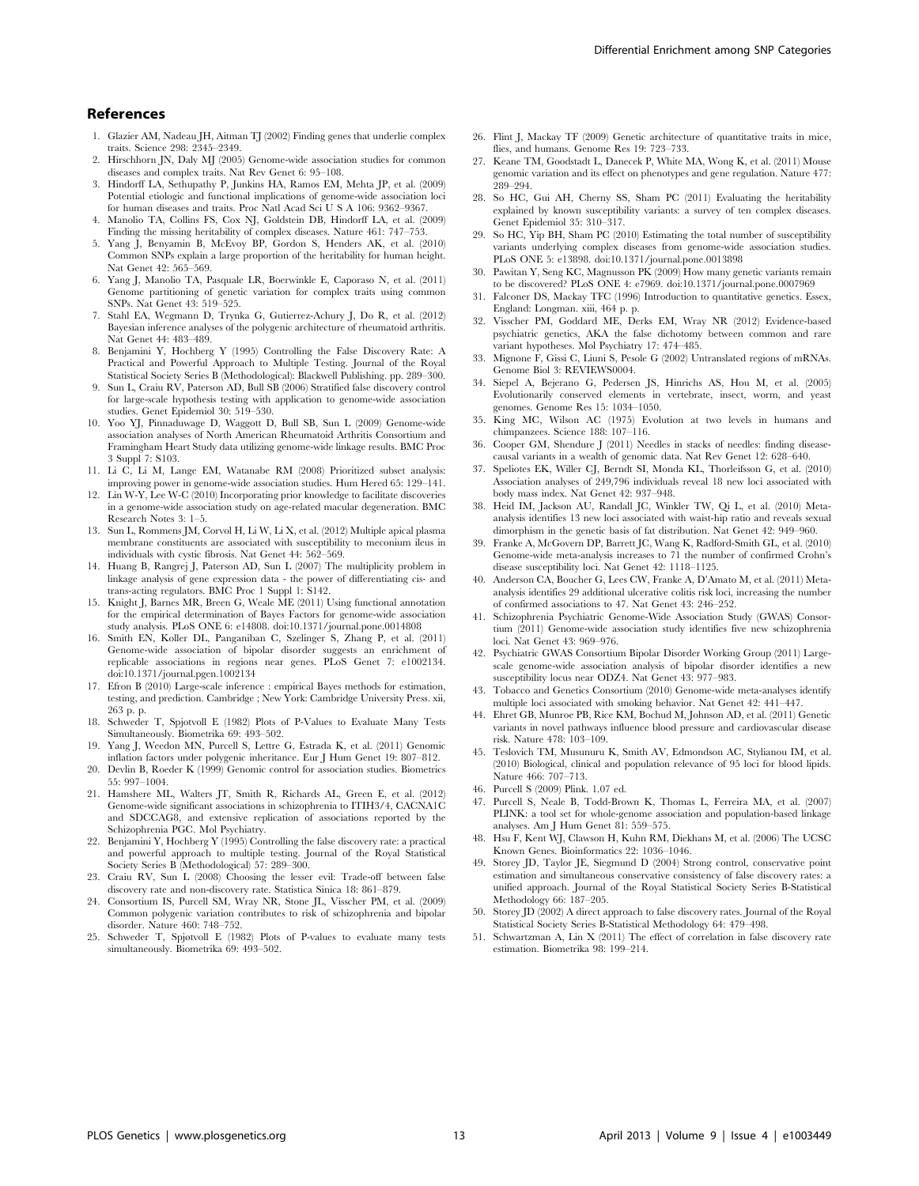## References

1. Glazier AM, Nadeau JH, Aitman TJ (2002) Finding genes that underlie complex traits. Science 298: 2345–2349.
2. Hirschhorn JN, Daly MJ (2005) Genome-wide association studies for common diseases and complex traits. Nat Rev Genet 6: 95–108.
3. Hindorff LA, Sethupathy P, Junkins HA, Ramos EM, Mehta JP, et al. (2009) Potential etiologic and functional implications of genome-wide association loci for human diseases and traits. Proc Natl Acad Sci U S A 106: 9362–9367.
4. Manolio TA, Collins FS, Cox NJ, Goldstein DB, Hindorff LA, et al. (2009) Finding the missing heritability of complex diseases. Nature 461: 747–753.
5. Yang J, Benyamin B, McEvoy BP, Gordon S, Henders AK, et al. (2010) Common SNPs explain a large proportion of the heritability for human height. Nat Genet 42: 565–569.
6. Yang J, Manolio TA, Pasquale LR, Boerwinkle E, Caporaso N, et al. (2011) Genome partitioning of genetic variation for complex traits using common SNPs. Nat Genet 43: 519–525.
7. Stahl EA, Wegmann D, Trynka G, Gutierrez-Achury J, Do R, et al. (2012) Bayesian inference analyses of the polygenic architecture of rheumatoid arthritis. Nat Genet 44: 483–489.
8. Benjamini Y, Hochberg Y (1995) Controlling the False Discovery Rate: A Practical and Powerful Approach to Multiple Testing. Journal of the Royal Statistical Society Series B (Methodological): Blackwell Publishing. pp. 289–300.
9. Sun L, Craiu RV, Paterson AD, Bull SB (2006) Stratified false discovery control for large-scale hypothesis testing with application to genome-wide association studies. Genet Epidemiol 30: 519–530.
10. Yoo YJ, Pinnaduwage D, Waggott D, Bull SB, Sun L (2009) Genome-wide association analyses of North American Rheumatoid Arthritis Consortium and Framingham Heart Study data utilizing genome-wide linkage results. BMC Proc 3 Suppl 7: S103.
11. Li C, Li M, Lange EM, Watanabe RM (2008) Prioritized subset analysis: improving power in genome-wide association studies. Hum Hered 65: 129–141.
12. Lin W-Y, Lee W-C (2010) Incorporating prior knowledge to facilitate discoveries in a genome-wide association study on age-related macular degeneration. BMC Research Notes 3: 1–5.
13. Sun L, Rommens JM, Corvol H, Li W, Li X, et al. (2012) Multiple apical plasma membrane constituents are associated with susceptibility to meconium ileus in individuals with cystic fibrosis. Nat Genet 44: 562–569.
14. Huang B, Rangrej J, Paterson AD, Sun L (2007) The multiplicity problem in linkage analysis of gene expression data - the power of differentiating cis- and trans-acting regulators. BMC Proc 1 Suppl 1: S142.
15. Knight J, Barnes MR, Breen G, Weale ME (2011) Using functional annotation for the empirical determination of Bayes Factors for genome-wide association study analysis. PLoS ONE 6: e14808. doi:10.1371/journal.pone.0014808
16. Smith EN, Koller DL, Panganiban C, Szelinger S, Zhang P, et al. (2011) Genome-wide association of bipolar disorder suggests an enrichment of replicable associations in regions near genes. PLoS Genet 7: e1002134. doi:10.1371/journal.pgen.1002134
17. Efron B (2010) Large-scale inference : empirical Bayes methods for estimation, testing, and prediction. Cambridge ; New York: Cambridge University Press. xii, 263 p. p.
18. Schweder T, Spjotvoll E (1982) Plots of P-Values to Evaluate Many Tests Simultaneously. Biometrika 69: 493–502.
19. Yang J, Weedon MN, Purcell S, Lettre G, Estrada K, et al. (2011) Genomic inflation factors under polygenic inheritance. Eur J Hum Genet 19: 807–812.
20. Devlin B, Roeder K (1999) Genomic control for association studies. Biometrics 55: 997–1004.
21. Hamshere ML, Walters JT, Smith R, Richards AL, Green E, et al. (2012) Genome-wide significant associations in schizophrenia to ITIH3/4, CACNA1C and SDCCAG8, and extensive replication of associations reported by the Schizophrenia PGC. Mol Psychiatry.
22. Benjamini Y, Hochberg Y (1995) Controlling the false discovery rate: a practical and powerful approach to multiple testing. Journal of the Royal Statistical Society Series B (Methodological) 57: 289–300.
23. Craiu RV, Sun L (2008) Choosing the lesser evil: Trade-off between false discovery rate and non-discovery rate. Statistica Sinica 18: 861–879.
24. Consortium IS, Purcell SM, Wray NR, Stone JL, Visscher PM, et al. (2009) Common polygenic variation contributes to risk of schizophrenia and bipolar disorder. Nature 460: 748–752.
25. Schweder T, Spjotvoll E (1982) Plots of P-values to evaluate many tests simultaneously. Biometrika 69: 493–502.
26. Flint J, Mackay TF (2009) Genetic architecture of quantitative traits in mice, flies, and humans. Genome Res 19: 723–733.
27. Keane TM, Goodstadt L, Danecek P, White MA, Wong K, et al. (2011) Mouse genomic variation and its effect on phenotypes and gene regulation. Nature 477: 289–294.
28. So HC, Gui AH, Cherny SS, Sham PC (2011) Evaluating the heritability explained by known susceptibility variants: a survey of ten complex diseases. Genet Epidemiol 35: 310–317.
29. So HC, Yip BH, Sham PC (2010) Estimating the total number of susceptibility variants underlying complex diseases from genome-wide association studies. PLoS ONE 5: e13898. doi:10.1371/journal.pone.0013898
30. Pawitan Y, Seng KC, Magnusson PK (2009) How many genetic variants remain to be discovered? PLoS ONE 4: e7969. doi:10.1371/journal.pone.0007969
31. Falconer DS, Mackay TFC (1996) Introduction to quantitative genetics. Essex, England: Longman. xiii, 464 p. p.
32. Visscher PM, Goddard ME, Derks EM, Wray NR (2012) Evidence-based psychiatric genetics, AKA the false dichotomy between common and rare variant hypotheses. Mol Psychiatry 17: 474–485.
33. Mignone F, Gissi C, Liuni S, Pesole G (2002) Untranslated regions of mRNAs. Genome Biol 3: REVIEWS0004.
34. Siepel A, Bejerano G, Pedersen JS, Hinrichs AS, Hou M, et al. (2005) Evolutionarily conserved elements in vertebrate, insect, worm, and yeast genomes. Genome Res 15: 1034–1050.
35. King MC, Wilson AC (1975) Evolution at two levels in humans and chimpanzees. Science 188: 107–116.
36. Cooper GM, Shendure J (2011) Needles in stacks of needles: finding disease-causal variants in a wealth of genomic data. Nat Rev Genet 12: 628–640.
37. Speliotes EK, Willer CJ, Berndt SI, Monda KL, Thorleifsson G, et al. (2010) Association analyses of 249,796 individuals reveal 18 new loci associated with body mass index. Nat Genet 42: 937–948.
38. Heid IM, Jackson AU, Randall JC, Winkler TW, Qi L, et al. (2010) Meta-analysis identifies 13 new loci associated with waist-hip ratio and reveals sexual dimorphism in the genetic basis of fat distribution. Nat Genet 42: 949–960.
39. Franke A, McGovern DP, Barrett JC, Wang K, Radford-Smith GL, et al. (2010) Genome-wide meta-analysis increases to 71 the number of confirmed Crohn's disease susceptibility loci. Nat Genet 42: 1118–1125.
40. Anderson CA, Boucher G, Lees CW, Franke A, D'Amato M, et al. (2011) Meta-analysis identifies 29 additional ulcerative colitis risk loci, increasing the number of confirmed associations to 47. Nat Genet 43: 246–252.
41. Schizophrenia Psychiatric Genome-Wide Association Study (GWAS) Consortium (2011) Genome-wide association study identifies five new schizophrenia loci. Nat Genet 43: 969–976.
42. Psychiatric GWAS Consortium Bipolar Disorder Working Group (2011) Large-scale genome-wide association analysis of bipolar disorder identifies a new susceptibility locus near ODZ4. Nat Genet 43: 977–983.
43. Tobacco and Genetics Consortium (2010) Genome-wide meta-analyses identify multiple loci associated with smoking behavior. Nat Genet 42: 441–447.
44. Ehret GB, Munroe PB, Rice KM, Bochud M, Johnson AD, et al. (2011) Genetic variants in novel pathways influence blood pressure and cardiovascular disease risk. Nature 478: 103–109.
45. Teslovich TM, Musunuru K, Smith AV, Edmondson AC, Stylianou IM, et al. (2010) Biological, clinical and population relevance of 95 loci for blood lipids. Nature 466: 707–713.
46. Purcell S (2009) Plink. 1.07 ed.
47. Purcell S, Neale B, Todd-Brown K, Thomas L, Ferreira MA, et al. (2007) PLINK: a tool set for whole-genome association and population-based linkage analyses. Am J Hum Genet 81: 559–575.
48. Hsu F, Kent WJ, Clawson H, Kuhn RM, Diekhans M, et al. (2006) The UCSC Known Genes. Bioinformatics 22: 1036–1046.
49. Storey JD, Taylor JE, Siegmund D (2004) Strong control, conservative point estimation and simultaneous conservative consistency of false discovery rates: a unified approach. Journal of the Royal Statistical Society Series B-Statistical Methodology 66: 187–205.
50. Storey JD (2002) A direct approach to false discovery rates. Journal of the Royal Statistical Society Series B-Statistical Methodology 64: 479–498.
51. Schwartzman A, Lin X (2011) The effect of correlation in false discovery rate estimation. Biometrika 98: 199–214.